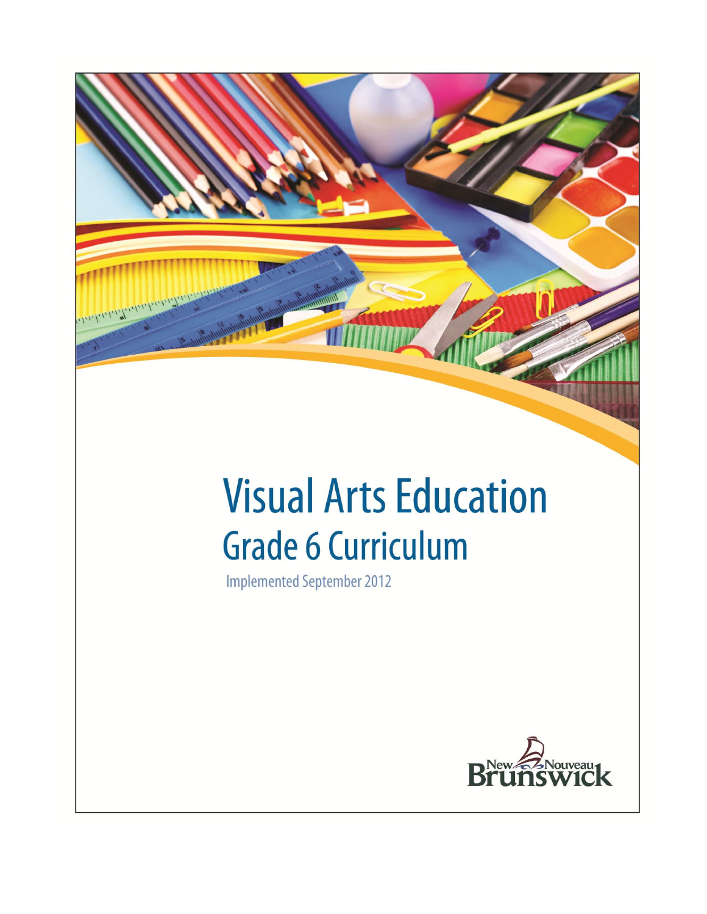# Visual Arts Education

## Grade 6 Curriculum

Implemented September 2012

New Nouveau Brunswick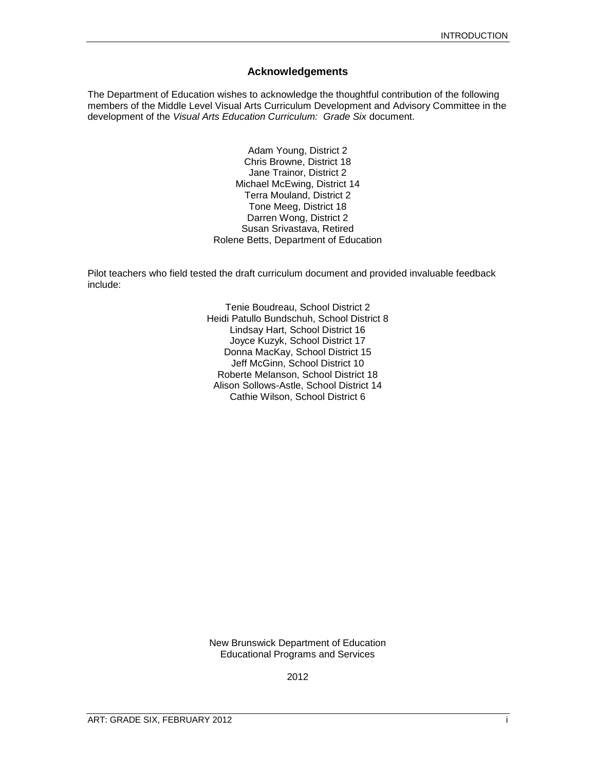## Acknowledgements

The Department of Education wishes to acknowledge the thoughtful contribution of the following members of the Middle Level Visual Arts Curriculum Development and Advisory Committee in the development of the *Visual Arts Education Curriculum: Grade Six* document.

Adam Young, District 2
Chris Browne, District 18
Jane Trainor, District 2
Michael McEwing, District 14
Terra Mouland, District 2
Tone Meeg, District 18
Darren Wong, District 2
Susan Srivastava, Retired
Rolene Betts, Department of Education

Pilot teachers who field tested the draft curriculum document and provided invaluable feedback include:

Tenie Boudreau, School District 2
Heidi Patullo Bundschuh, School District 8
Lindsay Hart, School District 16
Joyce Kuzyk, School District 17
Donna MacKay, School District 15
Jeff McGinn, School District 10
Roberte Melanson, School District 18
Alison Sollows-Astle, School District 14
Cathie Wilson, School District 6

New Brunswick Department of Education
Educational Programs and Services

2012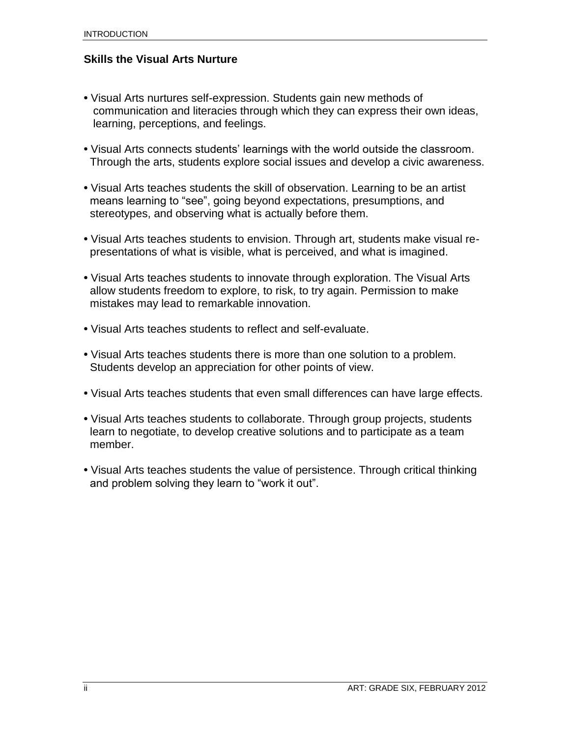### Skills the Visual Arts Nurture

- Visual Arts nurtures self-expression. Students gain new methods of communication and literacies through which they can express their own ideas, learning, perceptions, and feelings.
- Visual Arts connects students' learnings with the world outside the classroom. Through the arts, students explore social issues and develop a civic awareness.
- Visual Arts teaches students the skill of observation. Learning to be an artist means learning to "see", going beyond expectations, presumptions, and stereotypes, and observing what is actually before them.
- Visual Arts teaches students to envision. Through art, students make visual re-presentations of what is visible, what is perceived, and what is imagined.
- Visual Arts teaches students to innovate through exploration. The Visual Arts allow students freedom to explore, to risk, to try again. Permission to make mistakes may lead to remarkable innovation.
- Visual Arts teaches students to reflect and self-evaluate.
- Visual Arts teaches students there is more than one solution to a problem. Students develop an appreciation for other points of view.
- Visual Arts teaches students that even small differences can have large effects.
- Visual Arts teaches students to collaborate. Through group projects, students learn to negotiate, to develop creative solutions and to participate as a team member.
- Visual Arts teaches students the value of persistence. Through critical thinking and problem solving they learn to "work it out".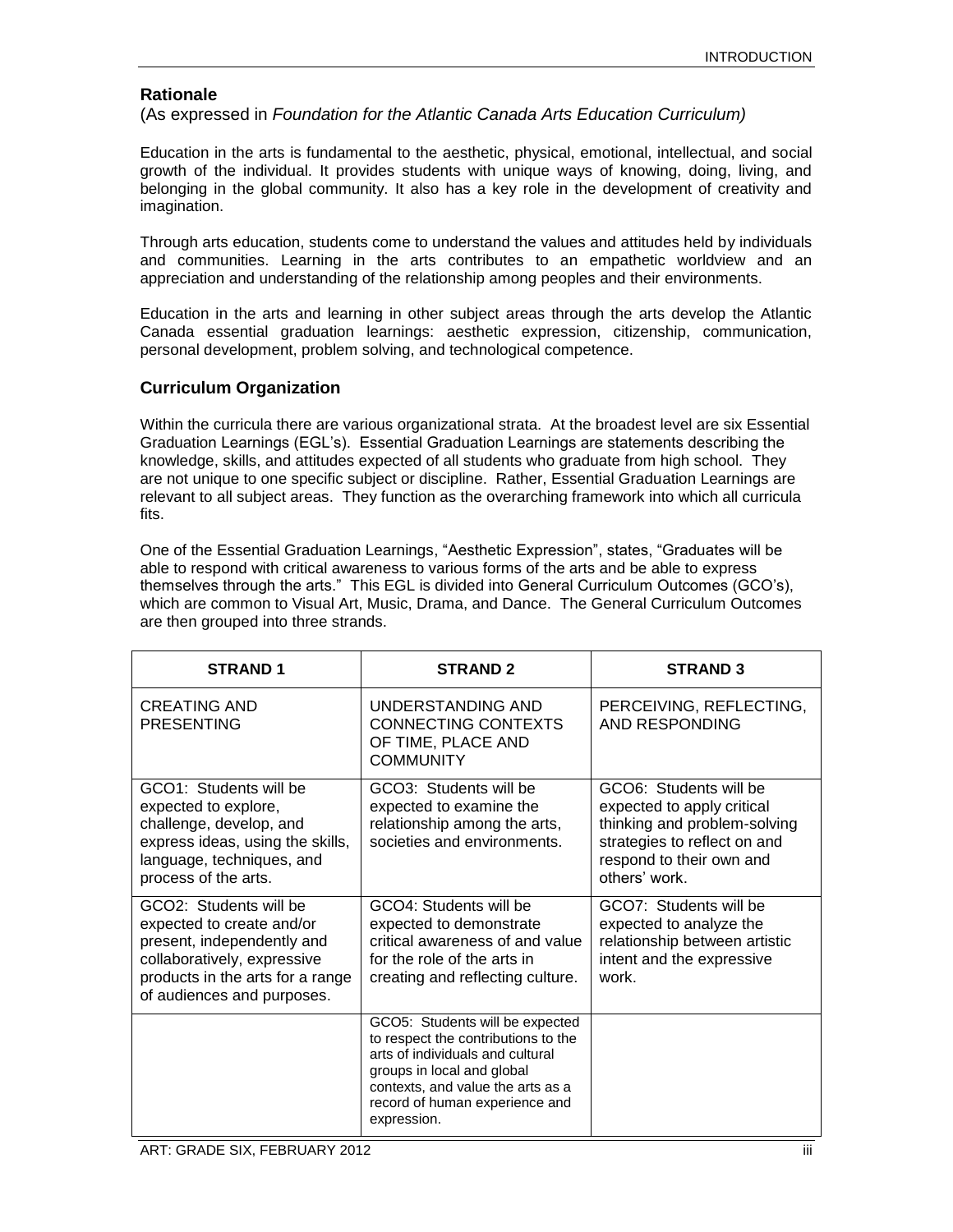## Rationale

(As expressed in *Foundation for the Atlantic Canada Arts Education Curriculum)*

Education in the arts is fundamental to the aesthetic, physical, emotional, intellectual, and social growth of the individual. It provides students with unique ways of knowing, doing, living, and belonging in the global community. It also has a key role in the development of creativity and imagination.

Through arts education, students come to understand the values and attitudes held by individuals and communities. Learning in the arts contributes to an empathetic worldview and an appreciation and understanding of the relationship among peoples and their environments.

Education in the arts and learning in other subject areas through the arts develop the Atlantic Canada essential graduation learnings: aesthetic expression, citizenship, communication, personal development, problem solving, and technological competence.

## Curriculum Organization

Within the curricula there are various organizational strata. At the broadest level are six Essential Graduation Learnings (EGL's). Essential Graduation Learnings are statements describing the knowledge, skills, and attitudes expected of all students who graduate from high school. They are not unique to one specific subject or discipline. Rather, Essential Graduation Learnings are relevant to all subject areas. They function as the overarching framework into which all curricula fits.

One of the Essential Graduation Learnings, "Aesthetic Expression", states, "Graduates will be able to respond with critical awareness to various forms of the arts and be able to express themselves through the arts." This EGL is divided into General Curriculum Outcomes (GCO's), which are common to Visual Art, Music, Drama, and Dance. The General Curriculum Outcomes are then grouped into three strands.

| STRAND 1 | STRAND 2 | STRAND 3 |
|---|---|---|
| CREATING AND PRESENTING | UNDERSTANDING AND CONNECTING CONTEXTS OF TIME, PLACE AND COMMUNITY | PERCEIVING, REFLECTING, AND RESPONDING |
| GCO1: Students will be expected to explore, challenge, develop, and express ideas, using the skills, language, techniques, and process of the arts. | GCO3: Students will be expected to examine the relationship among the arts, societies and environments. | GCO6: Students will be expected to apply critical thinking and problem-solving strategies to reflect on and respond to their own and others' work. |
| GCO2: Students will be expected to create and/or present, independently and collaboratively, expressive products in the arts for a range of audiences and purposes. | GCO4: Students will be expected to demonstrate critical awareness of and value for the role of the arts in creating and reflecting culture. | GCO7: Students will be expected to analyze the relationship between artistic intent and the expressive work. |
| | GCO5: Students will be expected to respect the contributions to the arts of individuals and cultural groups in local and global contexts, and value the arts as a record of human experience and expression. | |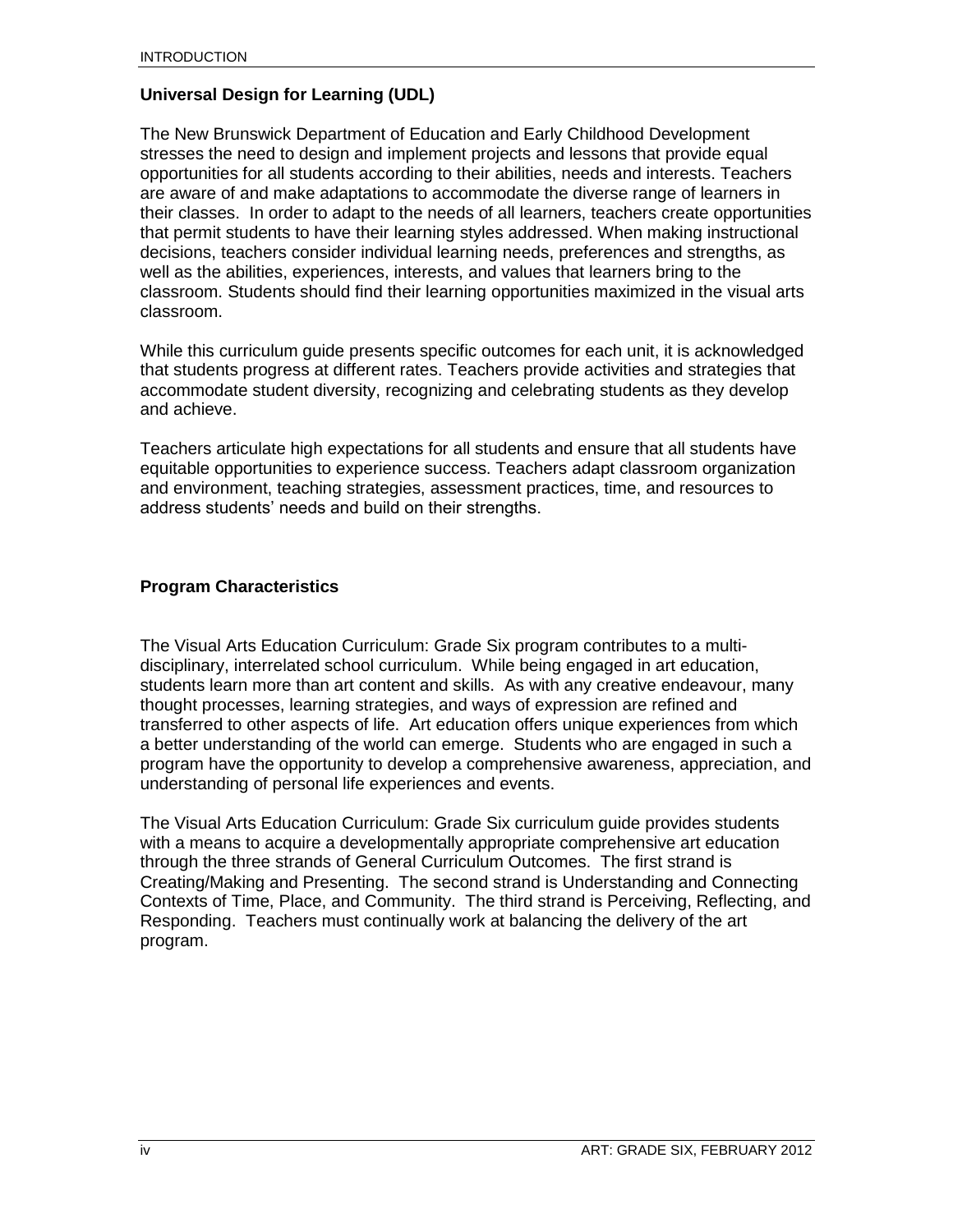## Universal Design for Learning (UDL)

The New Brunswick Department of Education and Early Childhood Development stresses the need to design and implement projects and lessons that provide equal opportunities for all students according to their abilities, needs and interests. Teachers are aware of and make adaptations to accommodate the diverse range of learners in their classes. In order to adapt to the needs of all learners, teachers create opportunities that permit students to have their learning styles addressed. When making instructional decisions, teachers consider individual learning needs, preferences and strengths, as well as the abilities, experiences, interests, and values that learners bring to the classroom. Students should find their learning opportunities maximized in the visual arts classroom.

While this curriculum guide presents specific outcomes for each unit, it is acknowledged that students progress at different rates. Teachers provide activities and strategies that accommodate student diversity, recognizing and celebrating students as they develop and achieve.

Teachers articulate high expectations for all students and ensure that all students have equitable opportunities to experience success. Teachers adapt classroom organization and environment, teaching strategies, assessment practices, time, and resources to address students' needs and build on their strengths.

## Program Characteristics

The Visual Arts Education Curriculum: Grade Six program contributes to a multi-disciplinary, interrelated school curriculum. While being engaged in art education, students learn more than art content and skills. As with any creative endeavour, many thought processes, learning strategies, and ways of expression are refined and transferred to other aspects of life. Art education offers unique experiences from which a better understanding of the world can emerge. Students who are engaged in such a program have the opportunity to develop a comprehensive awareness, appreciation, and understanding of personal life experiences and events.

The Visual Arts Education Curriculum: Grade Six curriculum guide provides students with a means to acquire a developmentally appropriate comprehensive art education through the three strands of General Curriculum Outcomes. The first strand is Creating/Making and Presenting. The second strand is Understanding and Connecting Contexts of Time, Place, and Community. The third strand is Perceiving, Reflecting, and Responding. Teachers must continually work at balancing the delivery of the art program.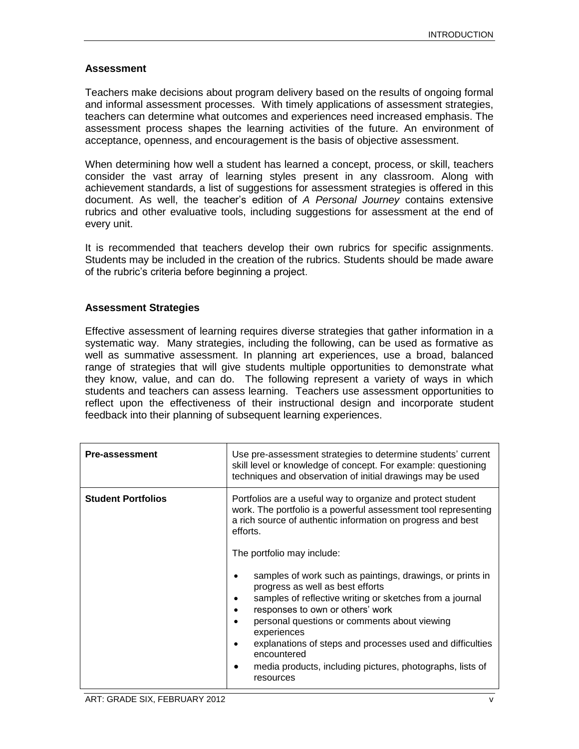## Assessment

Teachers make decisions about program delivery based on the results of ongoing formal and informal assessment processes. With timely applications of assessment strategies, teachers can determine what outcomes and experiences need increased emphasis. The assessment process shapes the learning activities of the future. An environment of acceptance, openness, and encouragement is the basis of objective assessment.

When determining how well a student has learned a concept, process, or skill, teachers consider the vast array of learning styles present in any classroom. Along with achievement standards, a list of suggestions for assessment strategies is offered in this document. As well, the teacher's edition of *A Personal Journey* contains extensive rubrics and other evaluative tools, including suggestions for assessment at the end of every unit.

It is recommended that teachers develop their own rubrics for specific assignments. Students may be included in the creation of the rubrics. Students should be made aware of the rubric's criteria before beginning a project.

## Assessment Strategies

Effective assessment of learning requires diverse strategies that gather information in a systematic way. Many strategies, including the following, can be used as formative as well as summative assessment. In planning art experiences, use a broad, balanced range of strategies that will give students multiple opportunities to demonstrate what they know, value, and can do. The following represent a variety of ways in which students and teachers can assess learning. Teachers use assessment opportunities to reflect upon the effectiveness of their instructional design and incorporate student feedback into their planning of subsequent learning experiences.

| | |
|---|---|
| **Pre-assessment** | Use pre-assessment strategies to determine students' current skill level or knowledge of concept. For example: questioning techniques and observation of initial drawings may be used |
| **Student Portfolios** | Portfolios are a useful way to organize and protect student work. The portfolio is a powerful assessment tool representing a rich source of authentic information on progress and best efforts.<br><br>The portfolio may include:<br><br>• samples of work such as paintings, drawings, or prints in progress as well as best efforts<br>• samples of reflective writing or sketches from a journal<br>• responses to own or others' work<br>• personal questions or comments about viewing experiences<br>• explanations of steps and processes used and difficulties encountered<br>• media products, including pictures, photographs, lists of resources |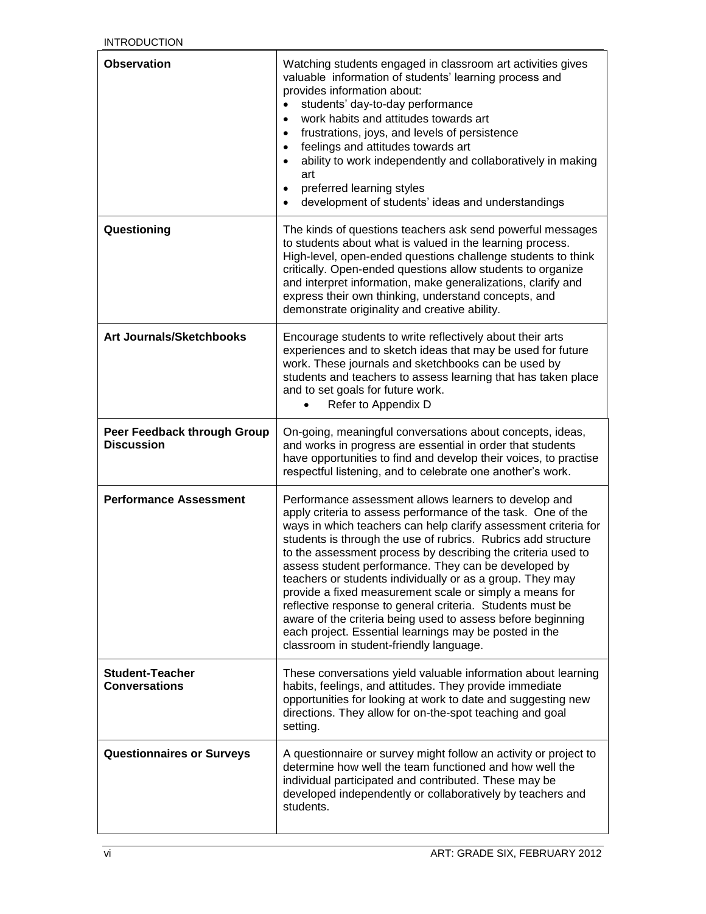| | |
|---|---|
| **Observation** | Watching students engaged in classroom art activities gives valuable information of students' learning process and provides information about:<br>• students' day-to-day performance<br>• work habits and attitudes towards art<br>• frustrations, joys, and levels of persistence<br>• feelings and attitudes towards art<br>• ability to work independently and collaboratively in making art<br>• preferred learning styles<br>• development of students' ideas and understandings |
| **Questioning** | The kinds of questions teachers ask send powerful messages to students about what is valued in the learning process. High-level, open-ended questions challenge students to think critically. Open-ended questions allow students to organize and interpret information, make generalizations, clarify and express their own thinking, understand concepts, and demonstrate originality and creative ability. |
| **Art Journals/Sketchbooks** | Encourage students to write reflectively about their arts experiences and to sketch ideas that may be used for future work. These journals and sketchbooks can be used by students and teachers to assess learning that has taken place and to set goals for future work.<br>• Refer to Appendix D |
| **Peer Feedback through Group Discussion** | On-going, meaningful conversations about concepts, ideas, and works in progress are essential in order that students have opportunities to find and develop their voices, to practise respectful listening, and to celebrate one another's work. |
| **Performance Assessment** | Performance assessment allows learners to develop and apply criteria to assess performance of the task. One of the ways in which teachers can help clarify assessment criteria for students is through the use of rubrics. Rubrics add structure to the assessment process by describing the criteria used to assess student performance. They can be developed by teachers or students individually or as a group. They may provide a fixed measurement scale or simply a means for reflective response to general criteria. Students must be aware of the criteria being used to assess before beginning each project. Essential learnings may be posted in the classroom in student-friendly language. |
| **Student-Teacher Conversations** | These conversations yield valuable information about learning habits, feelings, and attitudes. They provide immediate opportunities for looking at work to date and suggesting new directions. They allow for on-the-spot teaching and goal setting. |
| **Questionnaires or Surveys** | A questionnaire or survey might follow an activity or project to determine how well the team functioned and how well the individual participated and contributed. These may be developed independently or collaboratively by teachers and students. |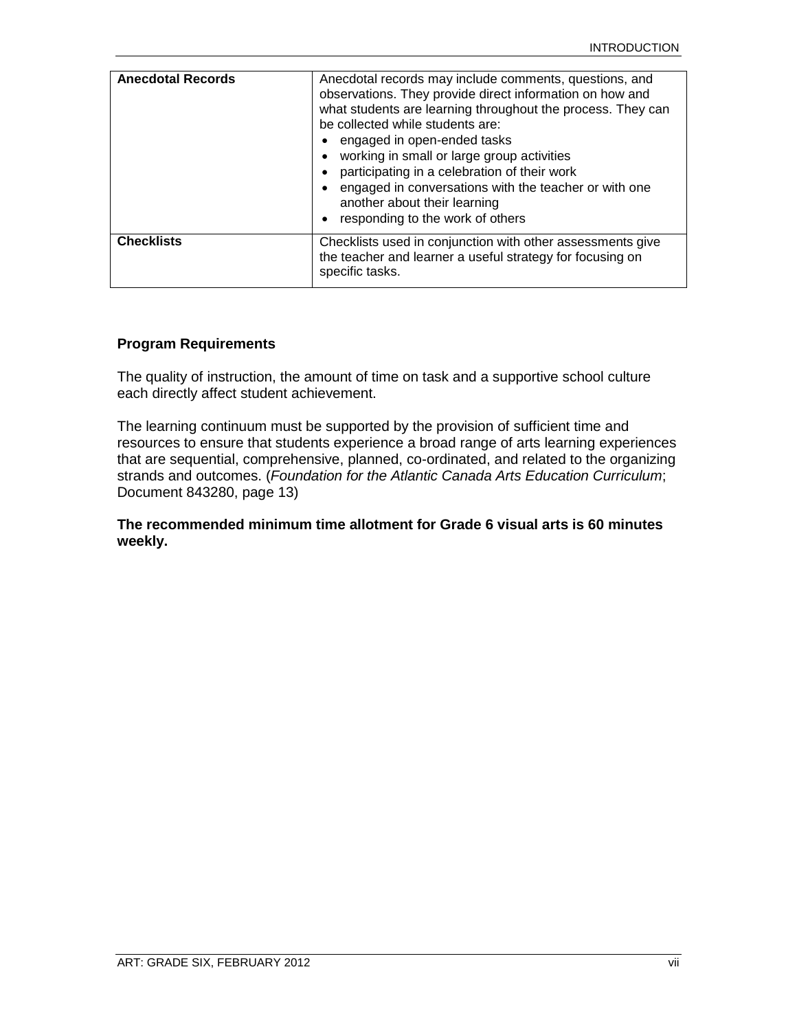| | |
|---|---|
| **Anecdotal Records** | Anecdotal records may include comments, questions, and observations. They provide direct information on how and what students are learning throughout the process. They can be collected while students are:<br>• engaged in open-ended tasks<br>• working in small or large group activities<br>• participating in a celebration of their work<br>• engaged in conversations with the teacher or with one another about their learning<br>• responding to the work of others |
| **Checklists** | Checklists used in conjunction with other assessments give the teacher and learner a useful strategy for focusing on specific tasks. |

### Program Requirements

The quality of instruction, the amount of time on task and a supportive school culture each directly affect student achievement.

The learning continuum must be supported by the provision of sufficient time and resources to ensure that students experience a broad range of arts learning experiences that are sequential, comprehensive, planned, co-ordinated, and related to the organizing strands and outcomes. (*Foundation for the Atlantic Canada Arts Education Curriculum*; Document 843280, page 13)

**The recommended minimum time allotment for Grade 6 visual arts is 60 minutes weekly.**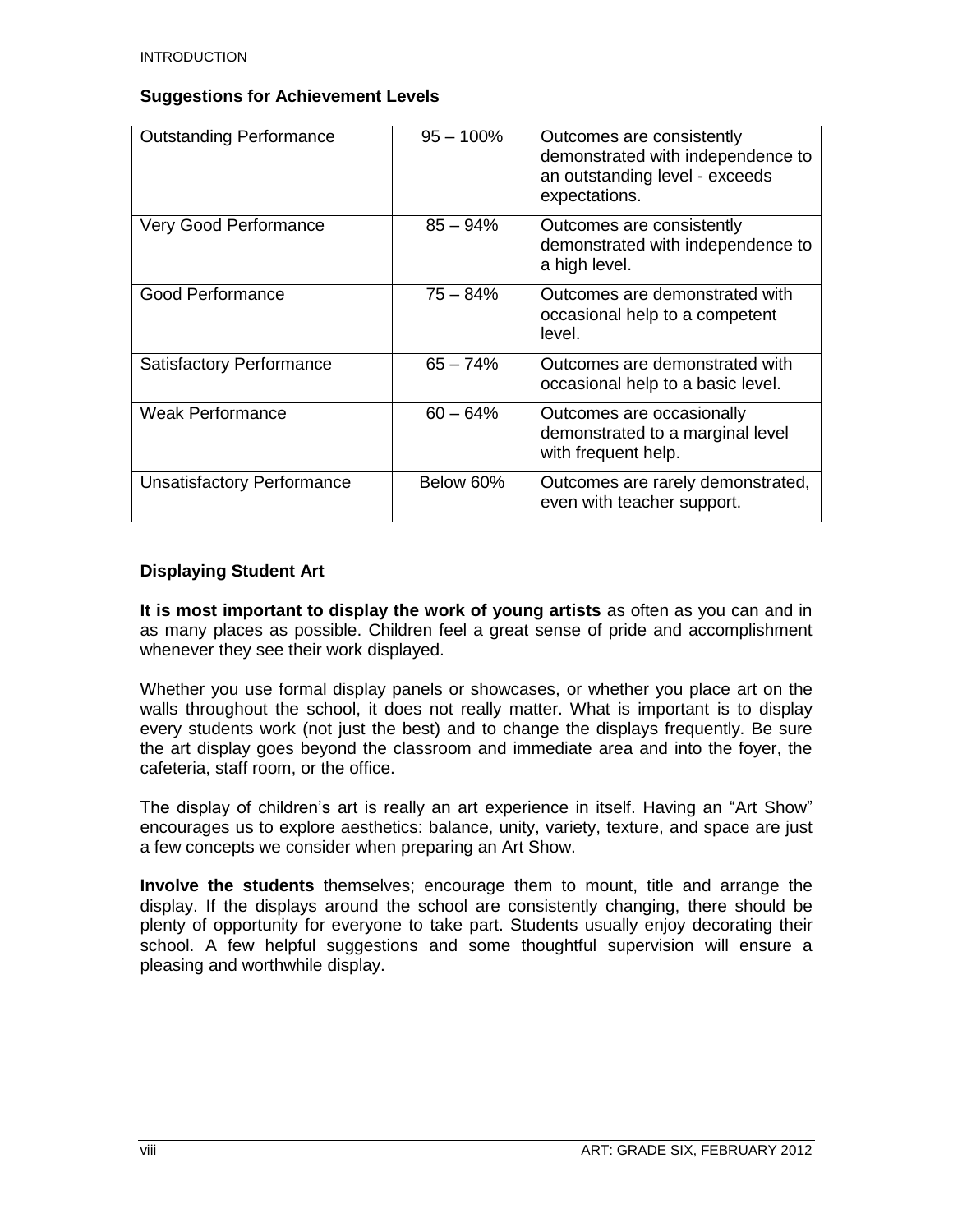### Suggestions for Achievement Levels

| | | |
|---|---|---|
| Outstanding Performance | 95 – 100% | Outcomes are consistently demonstrated with independence to an outstanding level - exceeds expectations. |
| Very Good Performance | 85 – 94% | Outcomes are consistently demonstrated with independence to a high level. |
| Good Performance | 75 – 84% | Outcomes are demonstrated with occasional help to a competent level. |
| Satisfactory Performance | 65 – 74% | Outcomes are demonstrated with occasional help to a basic level. |
| Weak Performance | 60 – 64% | Outcomes are occasionally demonstrated to a marginal level with frequent help. |
| Unsatisfactory Performance | Below 60% | Outcomes are rarely demonstrated, even with teacher support. |

### Displaying Student Art

**It is most important to display the work of young artists** as often as you can and in as many places as possible. Children feel a great sense of pride and accomplishment whenever they see their work displayed.

Whether you use formal display panels or showcases, or whether you place art on the walls throughout the school, it does not really matter. What is important is to display every students work (not just the best) and to change the displays frequently. Be sure the art display goes beyond the classroom and immediate area and into the foyer, the cafeteria, staff room, or the office.

The display of children's art is really an art experience in itself. Having an "Art Show" encourages us to explore aesthetics: balance, unity, variety, texture, and space are just a few concepts we consider when preparing an Art Show.

**Involve the students** themselves; encourage them to mount, title and arrange the display. If the displays around the school are consistently changing, there should be plenty of opportunity for everyone to take part. Students usually enjoy decorating their school. A few helpful suggestions and some thoughtful supervision will ensure a pleasing and worthwhile display.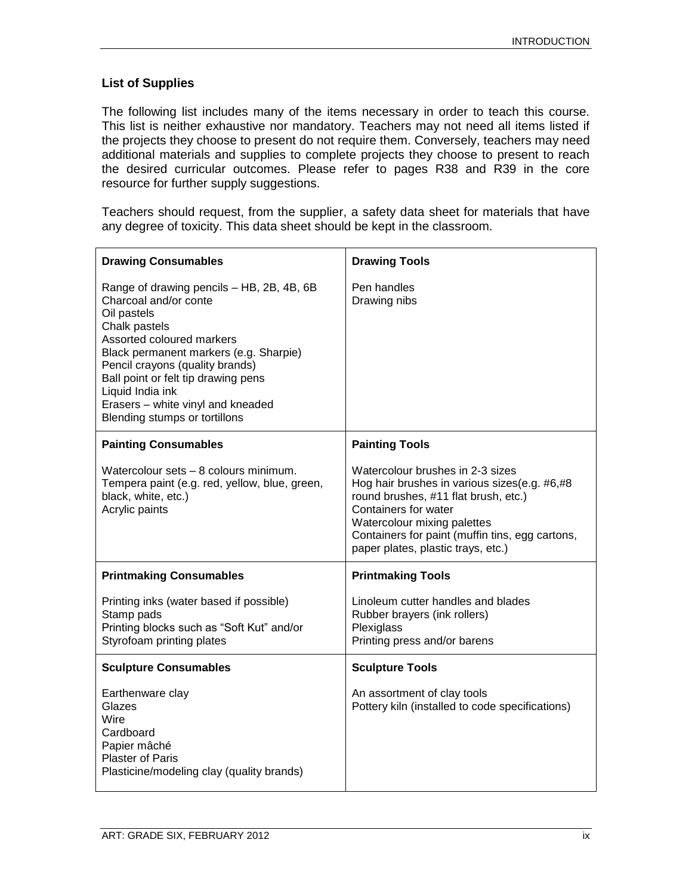## List of Supplies

The following list includes many of the items necessary in order to teach this course. This list is neither exhaustive nor mandatory. Teachers may not need all items listed if the projects they choose to present do not require them. Conversely, teachers may need additional materials and supplies to complete projects they choose to present to reach the desired curricular outcomes. Please refer to pages R38 and R39 in the core resource for further supply suggestions.

Teachers should request, from the supplier, a safety data sheet for materials that have any degree of toxicity. This data sheet should be kept in the classroom.

| **Drawing Consumables** | **Drawing Tools** |
|---|---|
| Range of drawing pencils – HB, 2B, 4B, 6B<br>Charcoal and/or conte<br>Oil pastels<br>Chalk pastels<br>Assorted coloured markers<br>Black permanent markers (e.g. Sharpie)<br>Pencil crayons (quality brands)<br>Ball point or felt tip drawing pens<br>Liquid India ink<br>Erasers – white vinyl and kneaded<br>Blending stumps or tortillons | Pen handles<br>Drawing nibs |
| **Painting Consumables** | **Painting Tools** |
| Watercolour sets – 8 colours minimum.<br>Tempera paint (e.g. red, yellow, blue, green, black, white, etc.)<br>Acrylic paints | Watercolour brushes in 2-3 sizes<br>Hog hair brushes in various sizes(e.g. #6,#8 round brushes, #11 flat brush, etc.)<br>Containers for water<br>Watercolour mixing palettes<br>Containers for paint (muffin tins, egg cartons, paper plates, plastic trays, etc.) |
| **Printmaking Consumables** | **Printmaking Tools** |
| Printing inks (water based if possible)<br>Stamp pads<br>Printing blocks such as "Soft Kut" and/or Styrofoam printing plates | Linoleum cutter handles and blades<br>Rubber brayers (ink rollers)<br>Plexiglass<br>Printing press and/or barens |
| **Sculpture Consumables** | **Sculpture Tools** |
| Earthenware clay<br>Glazes<br>Wire<br>Cardboard<br>Papier mâché<br>Plaster of Paris<br>Plasticine/modeling clay (quality brands) | An assortment of clay tools<br>Pottery kiln (installed to code specifications) |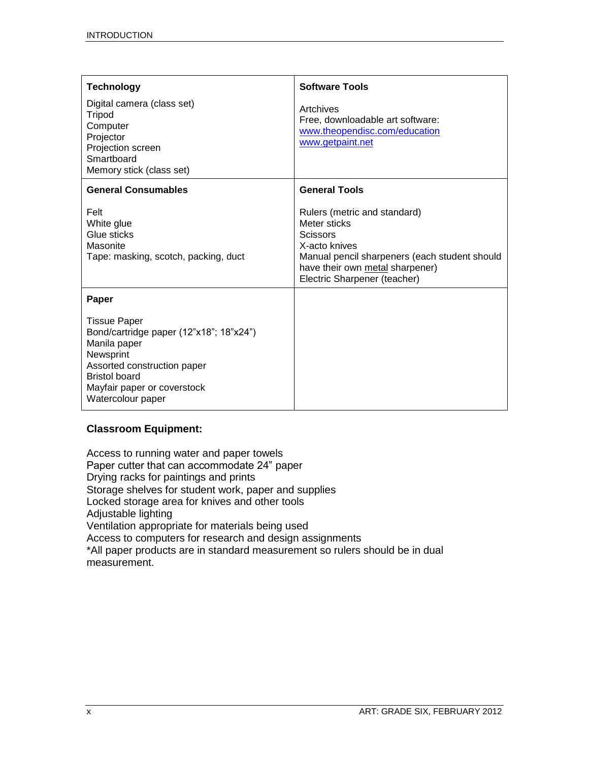| **Technology** | **Software Tools** |
|---|---|
| Digital camera (class set)<br>Tripod<br>Computer<br>Projector<br>Projection screen<br>Smartboard<br>Memory stick (class set) | Artchives<br>Free, downloadable art software:<br>www.theopendisc.com/education<br>www.getpaint.net |
| **General Consumables** | **General Tools** |
| Felt<br>White glue<br>Glue sticks<br>Masonite<br>Tape: masking, scotch, packing, duct | Rulers (metric and standard)<br>Meter sticks<br>Scissors<br>X-acto knives<br>Manual pencil sharpeners (each student should have their own metal sharpener)<br>Electric Sharpener (teacher) |
| **Paper** | |
| Tissue Paper<br>Bond/cartridge paper (12”x18”; 18”x24”)<br>Manila paper<br>Newsprint<br>Assorted construction paper<br>Bristol board<br>Mayfair paper or coverstock<br>Watercolour paper | |

**Classroom Equipment:**

Access to running water and paper towels
Paper cutter that can accommodate 24” paper
Drying racks for paintings and prints
Storage shelves for student work, paper and supplies
Locked storage area for knives and other tools
Adjustable lighting
Ventilation appropriate for materials being used
Access to computers for research and design assignments
*All paper products are in standard measurement so rulers should be in dual measurement.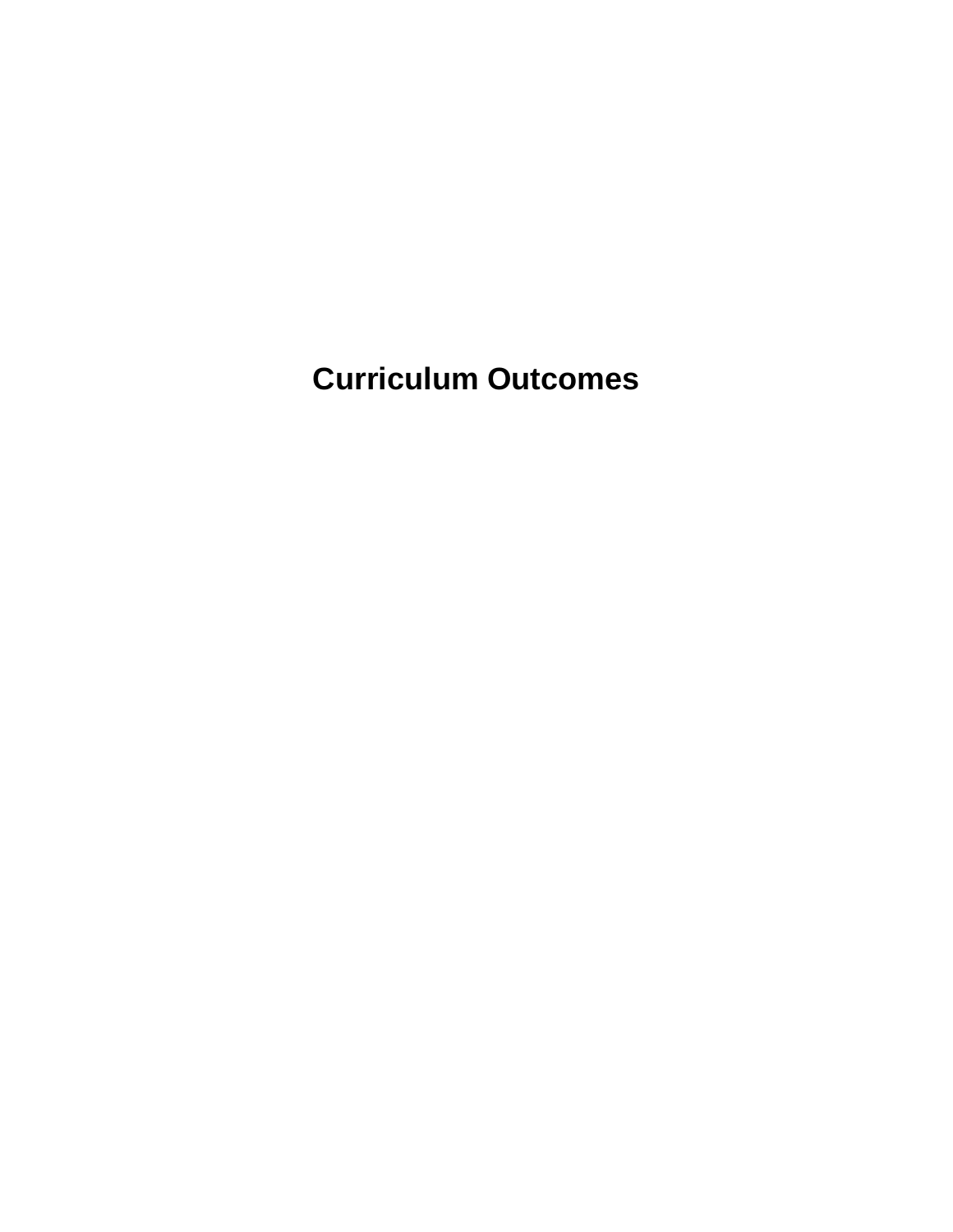# Curriculum Outcomes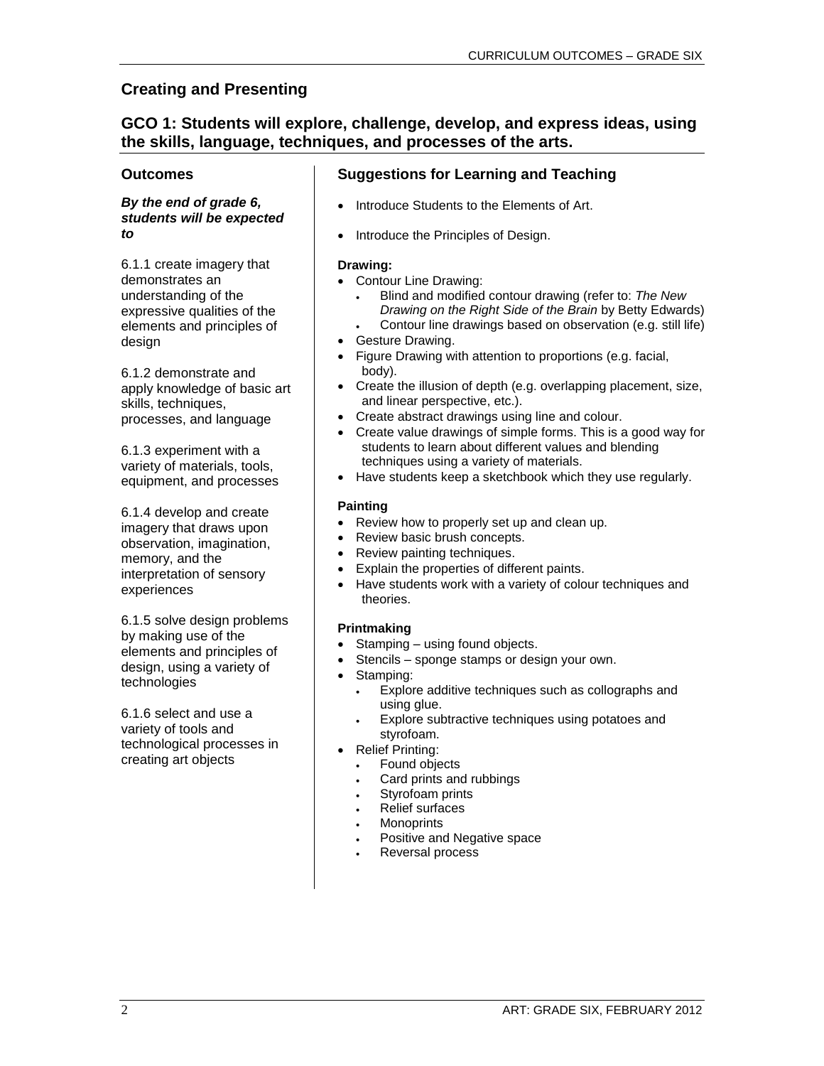## Creating and Presenting

### GCO 1: Students will explore, challenge, develop, and express ideas, using the skills, language, techniques, and processes of the arts.

### Outcomes

***By the end of grade 6, students will be expected to***

6.1.1 create imagery that demonstrates an understanding of the expressive qualities of the elements and principles of design

6.1.2 demonstrate and apply knowledge of basic art skills, techniques, processes, and language

6.1.3 experiment with a variety of materials, tools, equipment, and processes

6.1.4 develop and create imagery that draws upon observation, imagination, memory, and the interpretation of sensory experiences

6.1.5 solve design problems by making use of the elements and principles of design, using a variety of technologies

6.1.6 select and use a variety of tools and technological processes in creating art objects

### Suggestions for Learning and Teaching

- Introduce Students to the Elements of Art.
- Introduce the Principles of Design.

**Drawing:**

- Contour Line Drawing:
  - Blind and modified contour drawing (refer to: *The New Drawing on the Right Side of the Brain* by Betty Edwards)
  - Contour line drawings based on observation (e.g. still life)
- Gesture Drawing.
- Figure Drawing with attention to proportions (e.g. facial, body).
- Create the illusion of depth (e.g. overlapping placement, size, and linear perspective, etc.).
- Create abstract drawings using line and colour.
- Create value drawings of simple forms. This is a good way for students to learn about different values and blending techniques using a variety of materials.
- Have students keep a sketchbook which they use regularly.

**Painting**

- Review how to properly set up and clean up.
- Review basic brush concepts.
- Review painting techniques.
- Explain the properties of different paints.
- Have students work with a variety of colour techniques and theories.

**Printmaking**

- Stamping – using found objects.
- Stencils – sponge stamps or design your own.
- Stamping:
  - Explore additive techniques such as collographs and using glue.
  - Explore subtractive techniques using potatoes and styrofoam.
- Relief Printing:
  - Found objects
  - Card prints and rubbings
  - Styrofoam prints
  - Relief surfaces
  - Monoprints
  - Positive and Negative space
  - Reversal process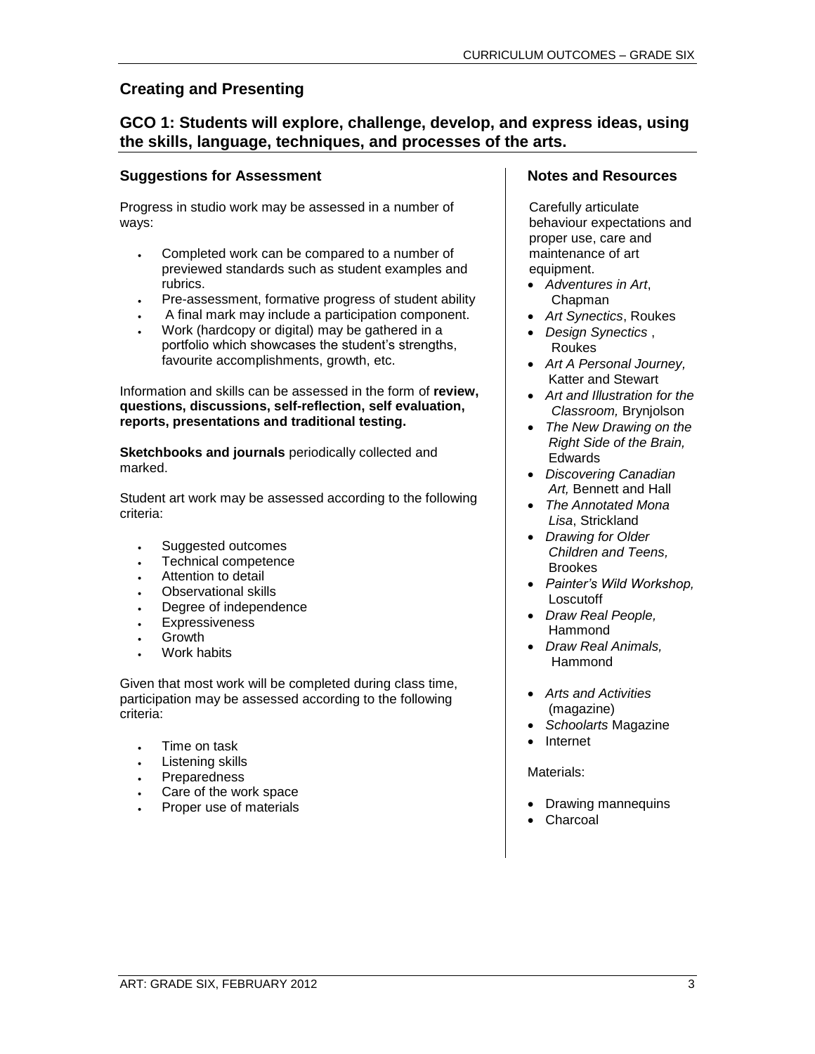## Creating and Presenting

### GCO 1: Students will explore, challenge, develop, and express ideas, using the skills, language, techniques, and processes of the arts.

#### Suggestions for Assessment

Progress in studio work may be assessed in a number of ways:

- Completed work can be compared to a number of previewed standards such as student examples and rubrics.
- Pre-assessment, formative progress of student ability
- A final mark may include a participation component.
- Work (hardcopy or digital) may be gathered in a portfolio which showcases the student's strengths, favourite accomplishments, growth, etc.

Information and skills can be assessed in the form of **review, questions, discussions, self-reflection, self evaluation, reports, presentations and traditional testing.**

**Sketchbooks and journals** periodically collected and marked.

Student art work may be assessed according to the following criteria:

- Suggested outcomes
- Technical competence
- Attention to detail
- Observational skills
- Degree of independence
- Expressiveness
- Growth
- Work habits

Given that most work will be completed during class time, participation may be assessed according to the following criteria:

- Time on task
- Listening skills
- Preparedness
- Care of the work space
- Proper use of materials

#### Notes and Resources

Carefully articulate behaviour expectations and proper use, care and maintenance of art equipment.

- *Adventures in Art*, Chapman
- *Art Synectics*, Roukes
- *Design Synectics* , Roukes
- *Art A Personal Journey,* Katter and Stewart
- *Art and Illustration for the Classroom,* Brynjolson
- *The New Drawing on the Right Side of the Brain,* Edwards
- *Discovering Canadian Art,* Bennett and Hall
- *The Annotated Mona Lisa*, Strickland
- *Drawing for Older Children and Teens,* Brookes
- *Painter's Wild Workshop,* Loscutoff
- *Draw Real People,* Hammond
- *Draw Real Animals,* Hammond
- *Arts and Activities* (magazine)
- *Schoolarts* Magazine
- Internet

Materials:

- Drawing mannequins
- Charcoal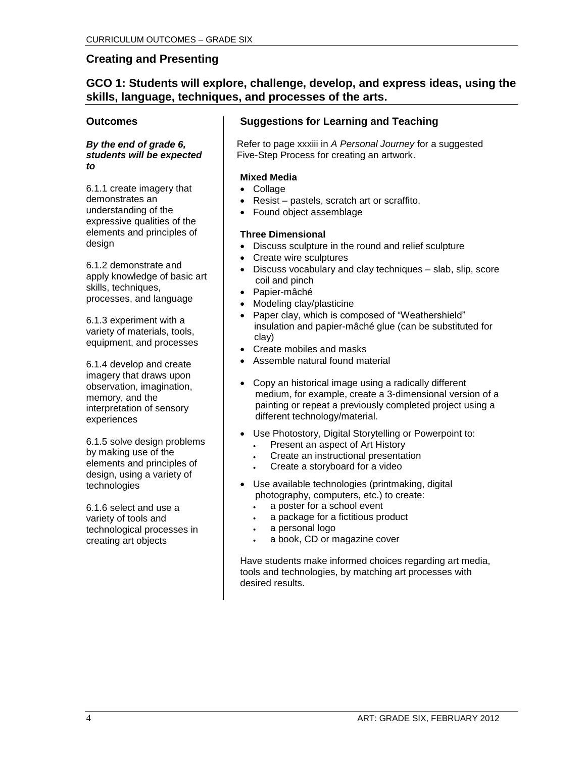## Creating and Presenting

### GCO 1: Students will explore, challenge, develop, and express ideas, using the skills, language, techniques, and processes of the arts.

#### Outcomes

***By the end of grade 6, students will be expected to***

6.1.1 create imagery that demonstrates an understanding of the expressive qualities of the elements and principles of design

6.1.2 demonstrate and apply knowledge of basic art skills, techniques, processes, and language

6.1.3 experiment with a variety of materials, tools, equipment, and processes

6.1.4 develop and create imagery that draws upon observation, imagination, memory, and the interpretation of sensory experiences

6.1.5 solve design problems by making use of the elements and principles of design, using a variety of technologies

6.1.6 select and use a variety of tools and technological processes in creating art objects

#### Suggestions for Learning and Teaching

Refer to page xxxiii in *A Personal Journey* for a suggested Five-Step Process for creating an artwork.

**Mixed Media**

- Collage
- Resist – pastels, scratch art or scraffito.
- Found object assemblage

**Three Dimensional**

- Discuss sculpture in the round and relief sculpture
- Create wire sculptures
- Discuss vocabulary and clay techniques – slab, slip, score coil and pinch
- Papier-mâché
- Modeling clay/plasticine
- Paper clay, which is composed of "Weathershield" insulation and papier-mâché glue (can be substituted for clay)
- Create mobiles and masks
- Assemble natural found material

- Copy an historical image using a radically different medium, for example, create a 3-dimensional version of a painting or repeat a previously completed project using a different technology/material.
- Use Photostory, Digital Storytelling or Powerpoint to:
  - Present an aspect of Art History
  - Create an instructional presentation
  - Create a storyboard for a video
- Use available technologies (printmaking, digital photography, computers, etc.) to create:
  - a poster for a school event
  - a package for a fictitious product
  - a personal logo
  - a book, CD or magazine cover

Have students make informed choices regarding art media, tools and technologies, by matching art processes with desired results.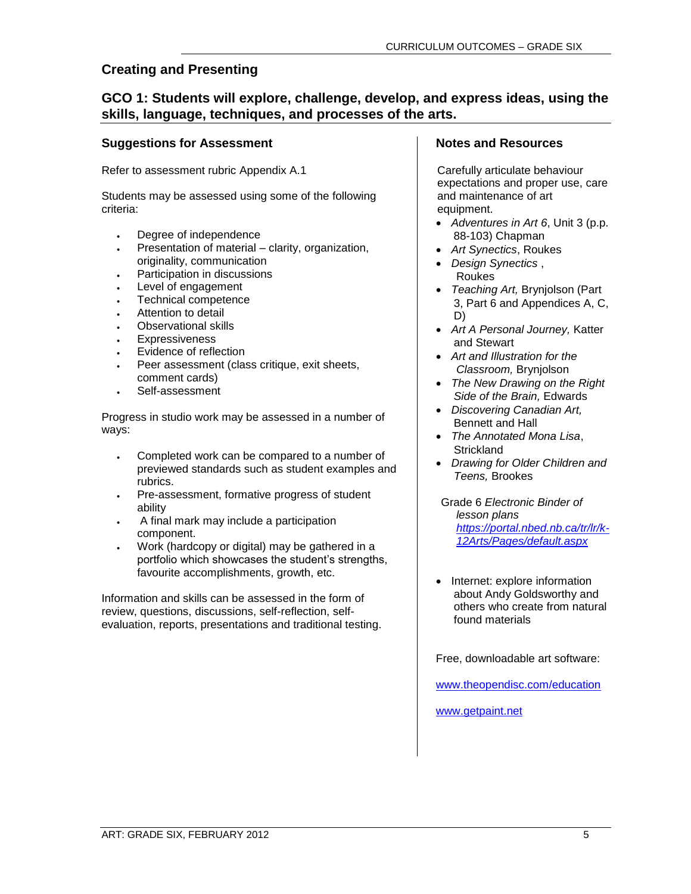## Creating and Presenting

### GCO 1: Students will explore, challenge, develop, and express ideas, using the skills, language, techniques, and processes of the arts.

#### Suggestions for Assessment

Refer to assessment rubric Appendix A.1

Students may be assessed using some of the following criteria:

- Degree of independence
- Presentation of material – clarity, organization, originality, communication
- Participation in discussions
- Level of engagement
- Technical competence
- Attention to detail
- Observational skills
- Expressiveness
- Evidence of reflection
- Peer assessment (class critique, exit sheets, comment cards)
- Self-assessment

Progress in studio work may be assessed in a number of ways:

- Completed work can be compared to a number of previewed standards such as student examples and rubrics.
- Pre-assessment, formative progress of student ability
- A final mark may include a participation component.
- Work (hardcopy or digital) may be gathered in a portfolio which showcases the student's strengths, favourite accomplishments, growth, etc.

Information and skills can be assessed in the form of review, questions, discussions, self-reflection, self-evaluation, reports, presentations and traditional testing.

#### Notes and Resources

Carefully articulate behaviour expectations and proper use, care and maintenance of art equipment.

- *Adventures in Art 6*, Unit 3 (p.p. 88-103) Chapman
- *Art Synectics*, Roukes
- *Design Synectics* , Roukes
- *Teaching Art,* Brynjolson (Part 3, Part 6 and Appendices A, C, D)
- *Art A Personal Journey,* Katter and Stewart
- *Art and Illustration for the Classroom,* Brynjolson
- *The New Drawing on the Right Side of the Brain,* Edwards
- *Discovering Canadian Art,* Bennett and Hall
- *The Annotated Mona Lisa*, Strickland
- *Drawing for Older Children and Teens,* Brookes

Grade 6 *Electronic Binder of lesson plans* https://portal.nbed.nb.ca/tr/lr/k-12Arts/Pages/default.aspx

- Internet: explore information about Andy Goldsworthy and others who create from natural found materials

Free, downloadable art software:

www.theopendisc.com/education

www.getpaint.net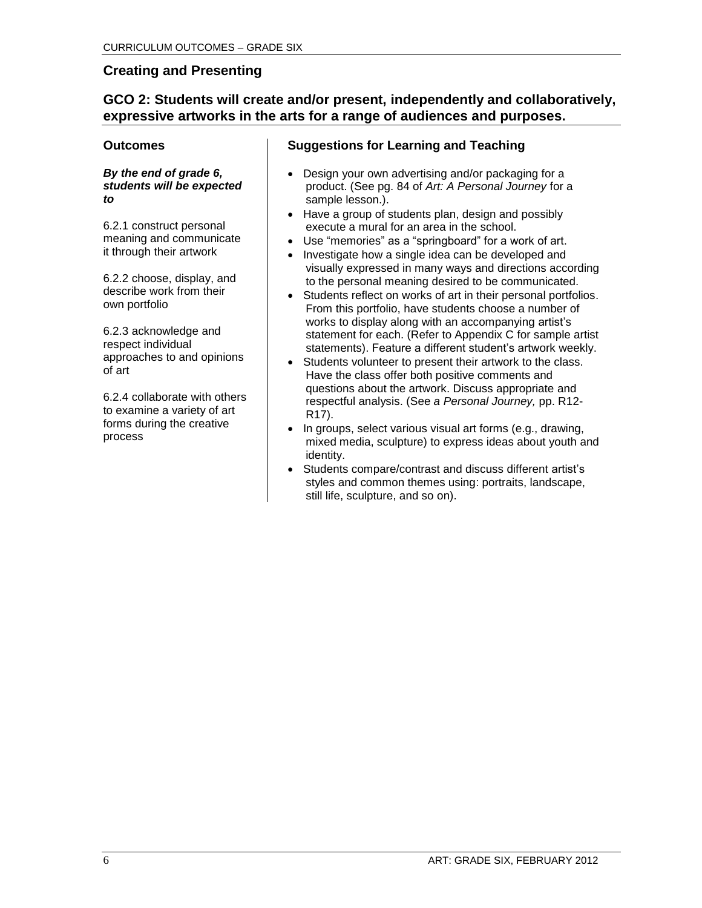## Creating and Presenting

### GCO 2: Students will create and/or present, independently and collaboratively, expressive artworks in the arts for a range of audiences and purposes.

#### Outcomes

***By the end of grade 6, students will be expected to***

6.2.1 construct personal meaning and communicate it through their artwork

6.2.2 choose, display, and describe work from their own portfolio

6.2.3 acknowledge and respect individual approaches to and opinions of art

6.2.4 collaborate with others to examine a variety of art forms during the creative process

#### Suggestions for Learning and Teaching

- Design your own advertising and/or packaging for a product. (See pg. 84 of *Art: A Personal Journey* for a sample lesson.).
- Have a group of students plan, design and possibly execute a mural for an area in the school.
- Use "memories" as a "springboard" for a work of art.
- Investigate how a single idea can be developed and visually expressed in many ways and directions according to the personal meaning desired to be communicated.
- Students reflect on works of art in their personal portfolios. From this portfolio, have students choose a number of works to display along with an accompanying artist's statement for each. (Refer to Appendix C for sample artist statements). Feature a different student's artwork weekly.
- Students volunteer to present their artwork to the class. Have the class offer both positive comments and questions about the artwork. Discuss appropriate and respectful analysis. (See *a Personal Journey,* pp. R12-R17).
- In groups, select various visual art forms (e.g., drawing, mixed media, sculpture) to express ideas about youth and identity.
- Students compare/contrast and discuss different artist's styles and common themes using: portraits, landscape, still life, sculpture, and so on).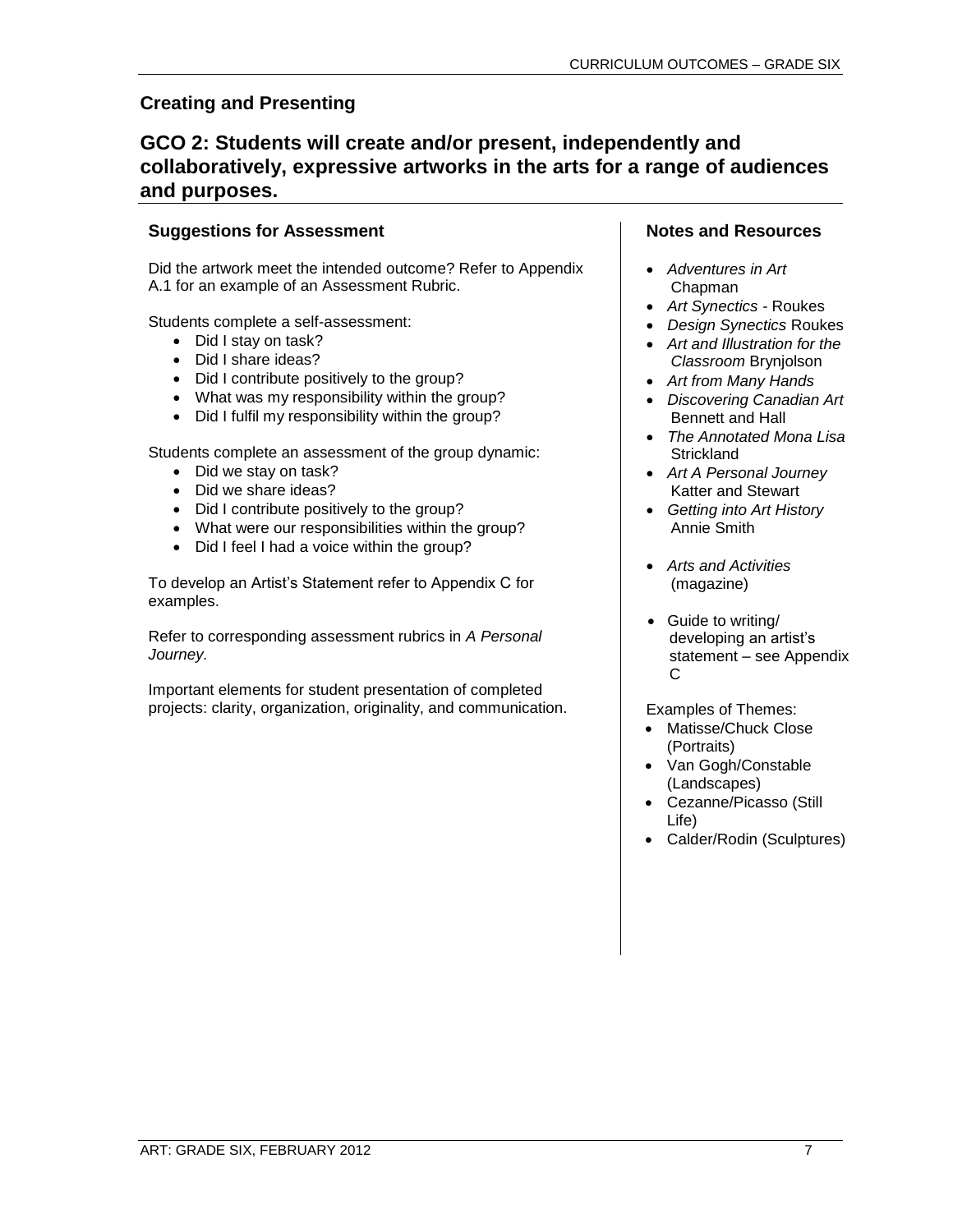## Creating and Presenting

## GCO 2: Students will create and/or present, independently and collaboratively, expressive artworks in the arts for a range of audiences and purposes.

### Suggestions for Assessment

Did the artwork meet the intended outcome? Refer to Appendix A.1 for an example of an Assessment Rubric.

Students complete a self-assessment:

- Did I stay on task?
- Did I share ideas?
- Did I contribute positively to the group?
- What was my responsibility within the group?
- Did I fulfil my responsibility within the group?

Students complete an assessment of the group dynamic:

- Did we stay on task?
- Did we share ideas?
- Did I contribute positively to the group?
- What were our responsibilities within the group?
- Did I feel I had a voice within the group?

To develop an Artist's Statement refer to Appendix C for examples.

Refer to corresponding assessment rubrics in *A Personal Journey*.

Important elements for student presentation of completed projects: clarity, organization, originality, and communication.

### Notes and Resources

- *Adventures in Art* Chapman
- *Art Synectics* - Roukes
- *Design Synectics* Roukes
- *Art and Illustration for the Classroom* Brynjolson
- *Art from Many Hands*
- *Discovering Canadian Art* Bennett and Hall
- *The Annotated Mona Lisa* Strickland
- *Art A Personal Journey* Katter and Stewart
- *Getting into Art History* Annie Smith
- *Arts and Activities* (magazine)
- Guide to writing/ developing an artist's statement – see Appendix C

Examples of Themes:

- Matisse/Chuck Close (Portraits)
- Van Gogh/Constable (Landscapes)
- Cezanne/Picasso (Still Life)
- Calder/Rodin (Sculptures)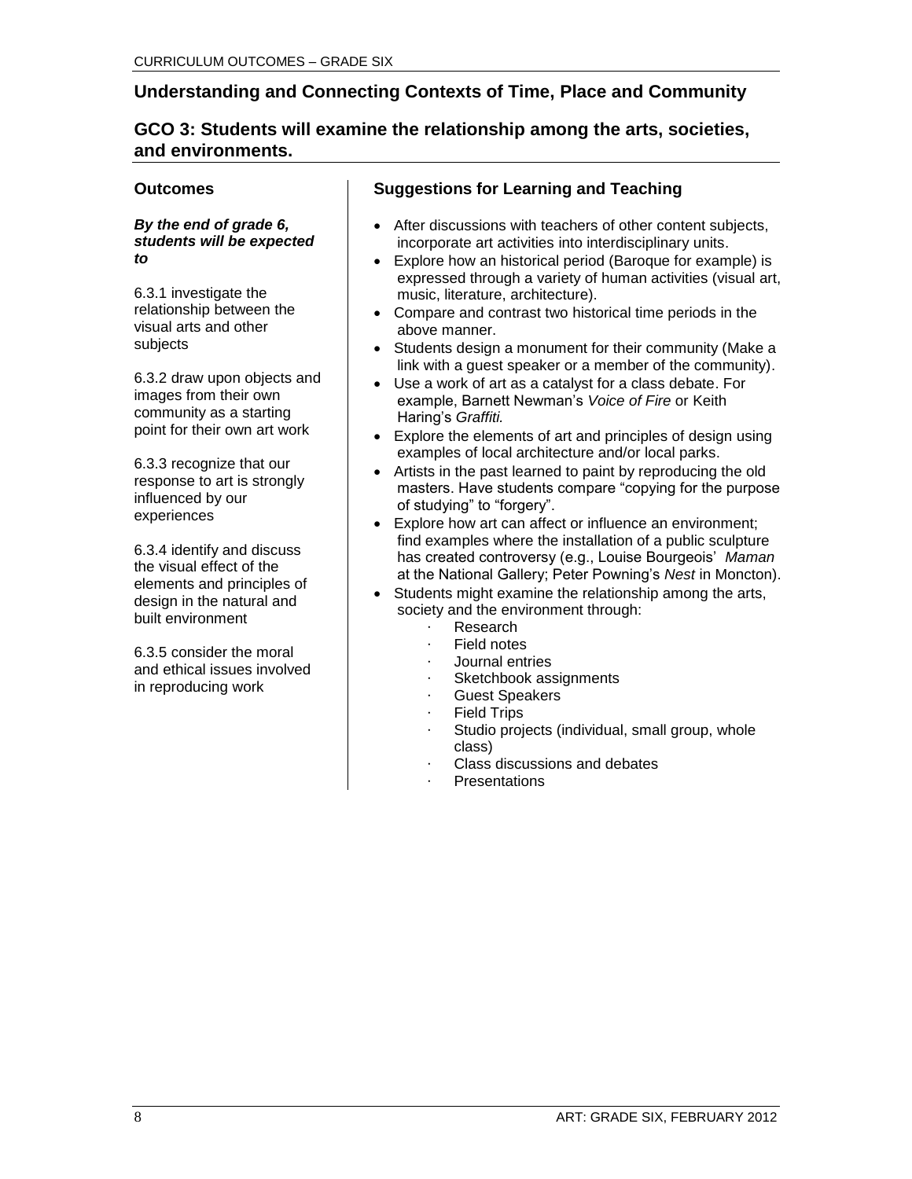## Understanding and Connecting Contexts of Time, Place and Community

### GCO 3: Students will examine the relationship among the arts, societies, and environments.

#### Outcomes

***By the end of grade 6, students will be expected to***

6.3.1 investigate the relationship between the visual arts and other subjects

6.3.2 draw upon objects and images from their own community as a starting point for their own art work

6.3.3 recognize that our response to art is strongly influenced by our experiences

6.3.4 identify and discuss the visual effect of the elements and principles of design in the natural and built environment

6.3.5 consider the moral and ethical issues involved in reproducing work

#### Suggestions for Learning and Teaching

- After discussions with teachers of other content subjects, incorporate art activities into interdisciplinary units.
- Explore how an historical period (Baroque for example) is expressed through a variety of human activities (visual art, music, literature, architecture).
- Compare and contrast two historical time periods in the above manner.
- Students design a monument for their community (Make a link with a guest speaker or a member of the community).
- Use a work of art as a catalyst for a class debate. For example, Barnett Newman's *Voice of Fire* or Keith Haring's *Graffiti.*
- Explore the elements of art and principles of design using examples of local architecture and/or local parks.
- Artists in the past learned to paint by reproducing the old masters. Have students compare "copying for the purpose of studying" to "forgery".
- Explore how art can affect or influence an environment; find examples where the installation of a public sculpture has created controversy (e.g., Louise Bourgeois' *Maman* at the National Gallery; Peter Powning's *Nest* in Moncton).
- Students might examine the relationship among the arts, society and the environment through:
  - Research
  - Field notes
  - Journal entries
  - Sketchbook assignments
  - Guest Speakers
  - Field Trips
  - Studio projects (individual, small group, whole class)
  - Class discussions and debates
  - Presentations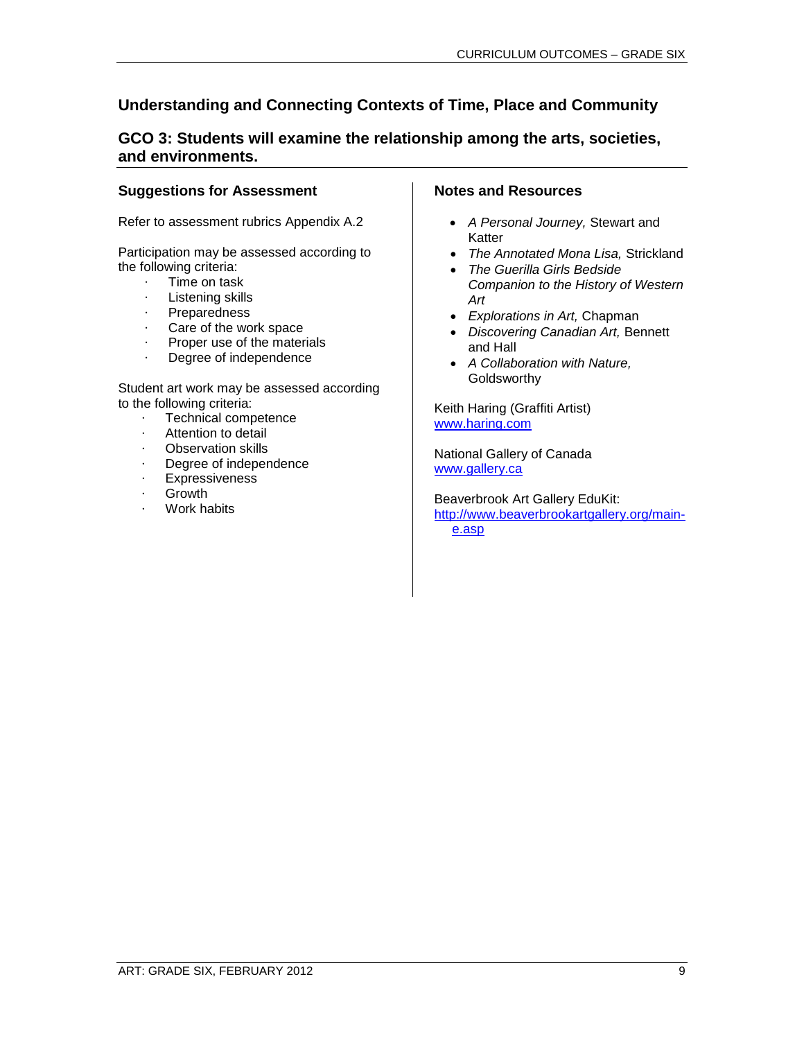## Understanding and Connecting Contexts of Time, Place and Community

### GCO 3: Students will examine the relationship among the arts, societies, and environments.

#### Suggestions for Assessment

Refer to assessment rubrics Appendix A.2

Participation may be assessed according to the following criteria:

- Time on task
- Listening skills
- Preparedness
- Care of the work space
- Proper use of the materials
- Degree of independence

Student art work may be assessed according to the following criteria:

- Technical competence
- Attention to detail
- Observation skills
- Degree of independence
- Expressiveness
- Growth
- Work habits

#### Notes and Resources

- *A Personal Journey,* Stewart and Katter
- *The Annotated Mona Lisa,* Strickland
- *The Guerilla Girls Bedside Companion to the History of Western Art*
- *Explorations in Art,* Chapman
- *Discovering Canadian Art,* Bennett and Hall
- *A Collaboration with Nature,* Goldsworthy

Keith Haring (Graffiti Artist)
www.haring.com

National Gallery of Canada
www.gallery.ca

Beaverbrook Art Gallery EduKit:
http://www.beaverbrookartgallery.org/main-e.asp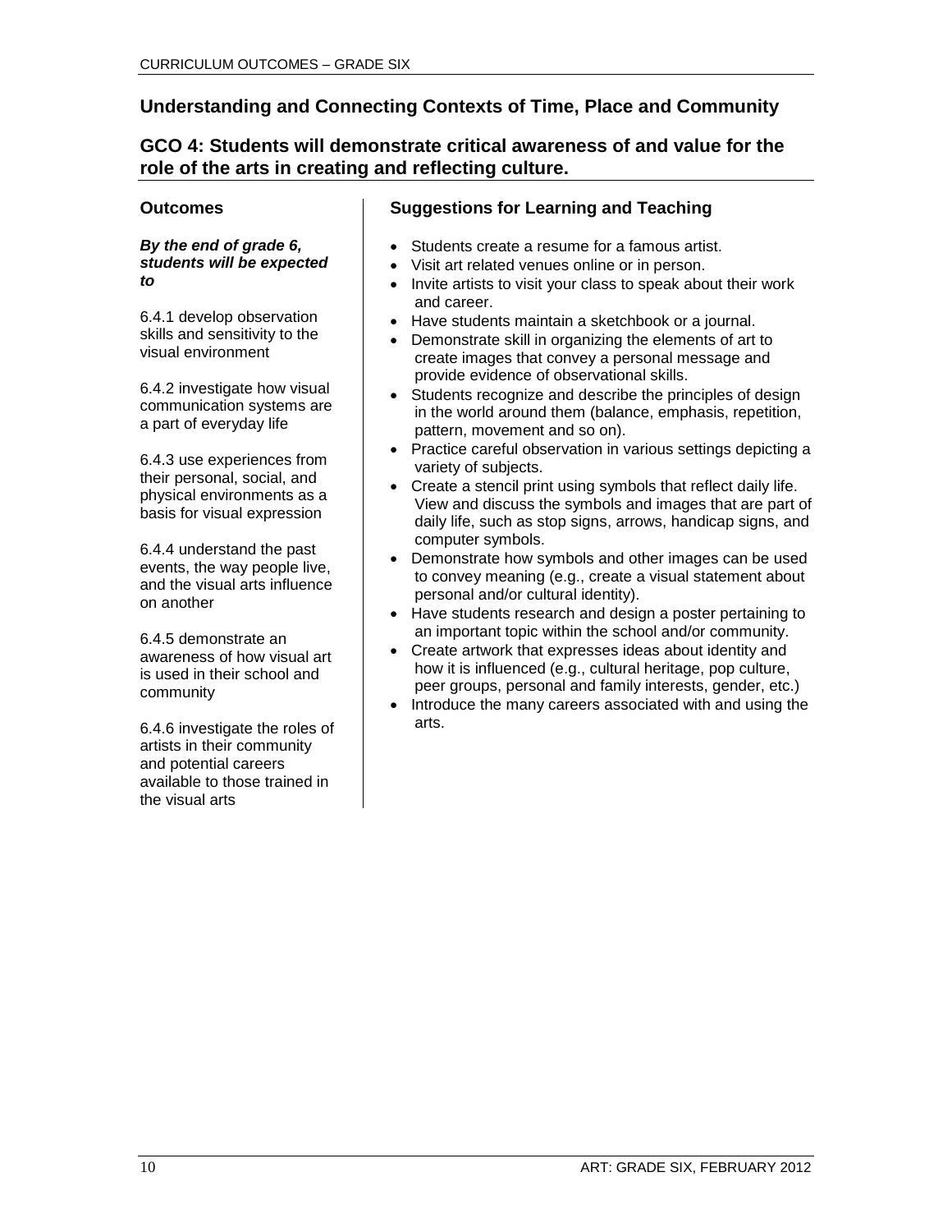## Understanding and Connecting Contexts of Time, Place and Community

### GCO 4: Students will demonstrate critical awareness of and value for the role of the arts in creating and reflecting culture.

#### Outcomes

***By the end of grade 6, students will be expected to***

6.4.1 develop observation skills and sensitivity to the visual environment

6.4.2 investigate how visual communication systems are a part of everyday life

6.4.3 use experiences from their personal, social, and physical environments as a basis for visual expression

6.4.4 understand the past events, the way people live, and the visual arts influence on another

6.4.5 demonstrate an awareness of how visual art is used in their school and community

6.4.6 investigate the roles of artists in their community and potential careers available to those trained in the visual arts

#### Suggestions for Learning and Teaching

- Students create a resume for a famous artist.
- Visit art related venues online or in person.
- Invite artists to visit your class to speak about their work and career.
- Have students maintain a sketchbook or a journal.
- Demonstrate skill in organizing the elements of art to create images that convey a personal message and provide evidence of observational skills.
- Students recognize and describe the principles of design in the world around them (balance, emphasis, repetition, pattern, movement and so on).
- Practice careful observation in various settings depicting a variety of subjects.
- Create a stencil print using symbols that reflect daily life. View and discuss the symbols and images that are part of daily life, such as stop signs, arrows, handicap signs, and computer symbols.
- Demonstrate how symbols and other images can be used to convey meaning (e.g., create a visual statement about personal and/or cultural identity).
- Have students research and design a poster pertaining to an important topic within the school and/or community.
- Create artwork that expresses ideas about identity and how it is influenced (e.g., cultural heritage, pop culture, peer groups, personal and family interests, gender, etc.)
- Introduce the many careers associated with and using the arts.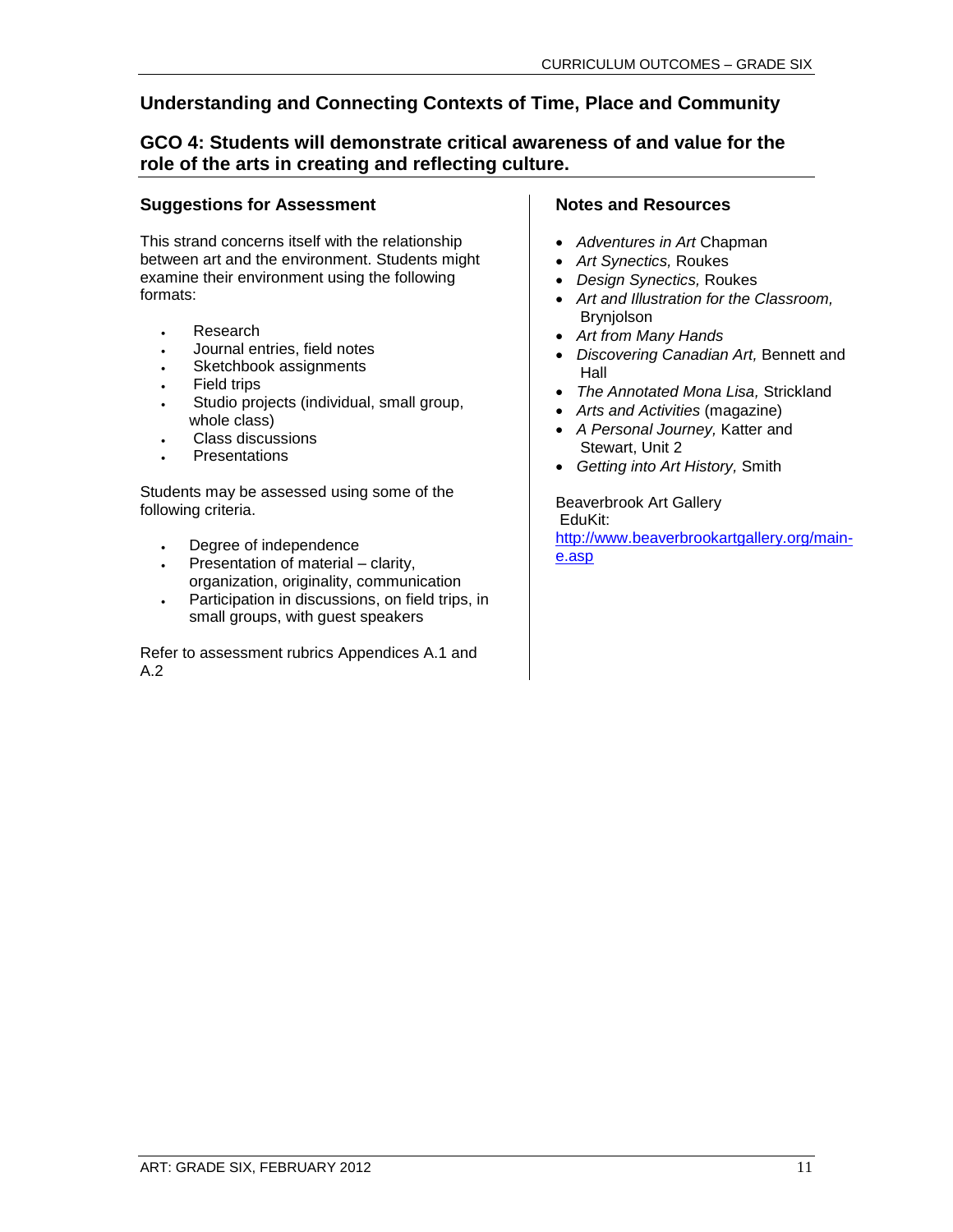## Understanding and Connecting Contexts of Time, Place and Community

### GCO 4: Students will demonstrate critical awareness of and value for the role of the arts in creating and reflecting culture.

#### Suggestions for Assessment

This strand concerns itself with the relationship between art and the environment. Students might examine their environment using the following formats:

- Research
- Journal entries, field notes
- Sketchbook assignments
- Field trips
- Studio projects (individual, small group, whole class)
- Class discussions
- Presentations

Students may be assessed using some of the following criteria.

- Degree of independence
- Presentation of material – clarity, organization, originality, communication
- Participation in discussions, on field trips, in small groups, with guest speakers

Refer to assessment rubrics Appendices A.1 and A.2

#### Notes and Resources

- *Adventures in Art* Chapman
- *Art Synectics,* Roukes
- *Design Synectics,* Roukes
- *Art and Illustration for the Classroom,* Brynjolson
- *Art from Many Hands*
- *Discovering Canadian Art,* Bennett and Hall
- *The Annotated Mona Lisa,* Strickland
- *Arts and Activities* (magazine)
- *A Personal Journey,* Katter and Stewart, Unit 2
- *Getting into Art History,* Smith

Beaverbrook Art Gallery EduKit: http://www.beaverbrookartgallery.org/main-e.asp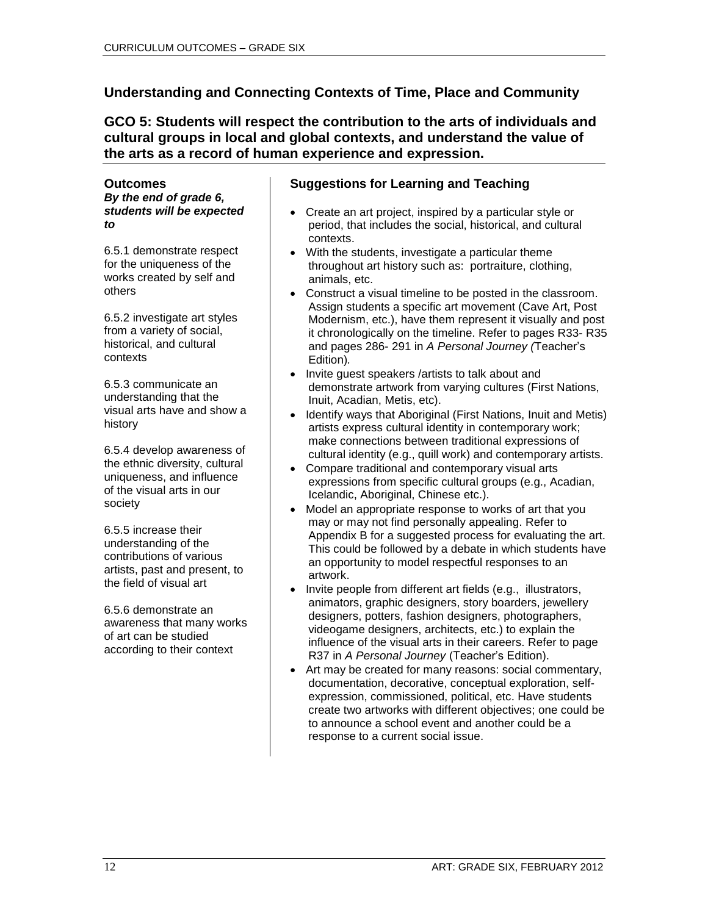## Understanding and Connecting Contexts of Time, Place and Community

### GCO 5: Students will respect the contribution to the arts of individuals and cultural groups in local and global contexts, and understand the value of the arts as a record of human experience and expression.

**Outcomes**
***By the end of grade 6, students will be expected to***

6.5.1 demonstrate respect for the uniqueness of the works created by self and others

6.5.2 investigate art styles from a variety of social, historical, and cultural contexts

6.5.3 communicate an understanding that the visual arts have and show a history

6.5.4 develop awareness of the ethnic diversity, cultural uniqueness, and influence of the visual arts in our society

6.5.5 increase their understanding of the contributions of various artists, past and present, to the field of visual art

6.5.6 demonstrate an awareness that many works of art can be studied according to their context

**Suggestions for Learning and Teaching**

- Create an art project, inspired by a particular style or period, that includes the social, historical, and cultural contexts.
- With the students, investigate a particular theme throughout art history such as: portraiture, clothing, animals, etc.
- Construct a visual timeline to be posted in the classroom. Assign students a specific art movement (Cave Art, Post Modernism, etc.), have them represent it visually and post it chronologically on the timeline. Refer to pages R33- R35 and pages 286- 291 in *A Personal Journey (*Teacher's Edition).
- Invite guest speakers /artists to talk about and demonstrate artwork from varying cultures (First Nations, Inuit, Acadian, Metis, etc).
- Identify ways that Aboriginal (First Nations, Inuit and Metis) artists express cultural identity in contemporary work; make connections between traditional expressions of cultural identity (e.g., quill work) and contemporary artists.
- Compare traditional and contemporary visual arts expressions from specific cultural groups (e.g., Acadian, Icelandic, Aboriginal, Chinese etc.).
- Model an appropriate response to works of art that you may or may not find personally appealing. Refer to Appendix B for a suggested process for evaluating the art. This could be followed by a debate in which students have an opportunity to model respectful responses to an artwork.
- Invite people from different art fields (e.g., illustrators, animators, graphic designers, story boarders, jewellery designers, potters, fashion designers, photographers, videogame designers, architects, etc.) to explain the influence of the visual arts in their careers. Refer to page R37 in *A Personal Journey* (Teacher's Edition).
- Art may be created for many reasons: social commentary, documentation, decorative, conceptual exploration, self-expression, commissioned, political, etc. Have students create two artworks with different objectives; one could be to announce a school event and another could be a response to a current social issue.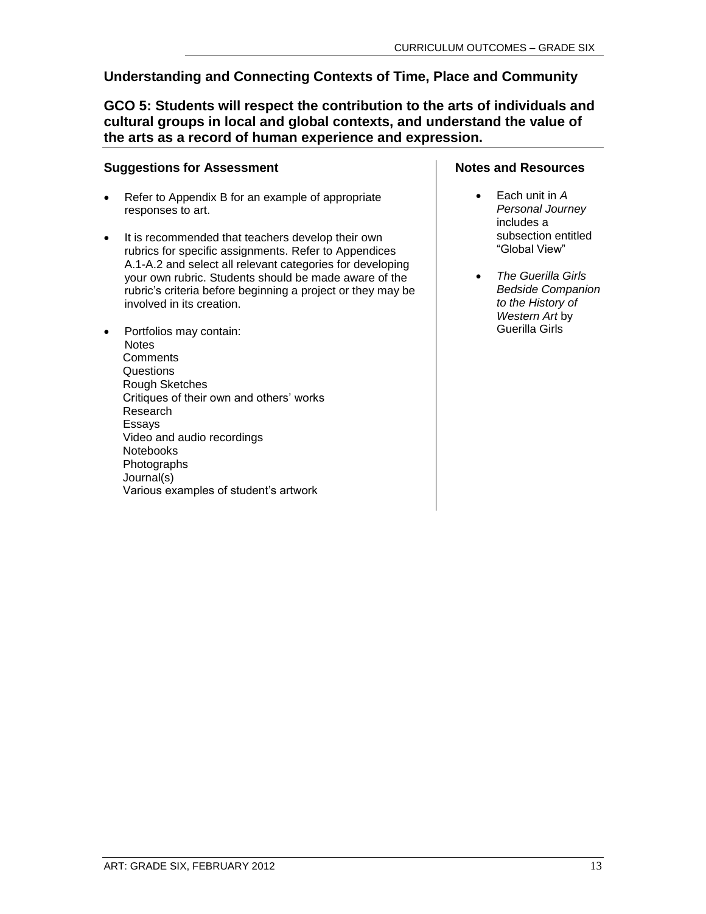## Understanding and Connecting Contexts of Time, Place and Community

### GCO 5: Students will respect the contribution to the arts of individuals and cultural groups in local and global contexts, and understand the value of the arts as a record of human experience and expression.

#### Suggestions for Assessment

- Refer to Appendix B for an example of appropriate responses to art.
- It is recommended that teachers develop their own rubrics for specific assignments. Refer to Appendices A.1-A.2 and select all relevant categories for developing your own rubric. Students should be made aware of the rubric's criteria before beginning a project or they may be involved in its creation.
- Portfolios may contain:
  Notes
  Comments
  Questions
  Rough Sketches
  Critiques of their own and others' works
  Research
  Essays
  Video and audio recordings
  Notebooks
  Photographs
  Journal(s)
  Various examples of student's artwork

#### Notes and Resources

- Each unit in *A Personal Journey* includes a subsection entitled "Global View"
- *The Guerilla Girls Bedside Companion to the History of Western Art* by Guerilla Girls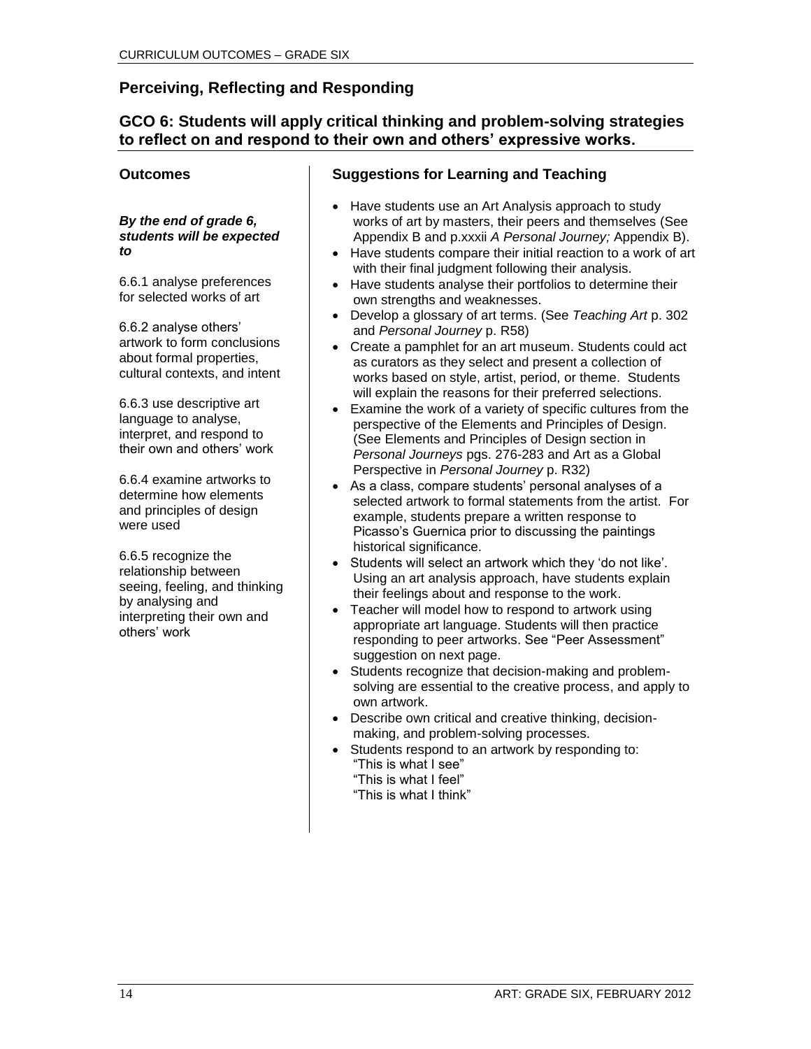## Perceiving, Reflecting and Responding

### GCO 6: Students will apply critical thinking and problem-solving strategies to reflect on and respond to their own and others' expressive works.

#### Outcomes

***By the end of grade 6, students will be expected to***

6.6.1 analyse preferences for selected works of art

6.6.2 analyse others' artwork to form conclusions about formal properties, cultural contexts, and intent

6.6.3 use descriptive art language to analyse, interpret, and respond to their own and others' work

6.6.4 examine artworks to determine how elements and principles of design were used

6.6.5 recognize the relationship between seeing, feeling, and thinking by analysing and interpreting their own and others' work

#### Suggestions for Learning and Teaching

- Have students use an Art Analysis approach to study works of art by masters, their peers and themselves (See Appendix B and p.xxxii *A Personal Journey;* Appendix B).
- Have students compare their initial reaction to a work of art with their final judgment following their analysis.
- Have students analyse their portfolios to determine their own strengths and weaknesses.
- Develop a glossary of art terms. (See *Teaching Art* p. 302 and *Personal Journey* p. R58)
- Create a pamphlet for an art museum. Students could act as curators as they select and present a collection of works based on style, artist, period, or theme. Students will explain the reasons for their preferred selections.
- Examine the work of a variety of specific cultures from the perspective of the Elements and Principles of Design. (See Elements and Principles of Design section in *Personal Journeys* pgs. 276-283 and Art as a Global Perspective in *Personal Journey* p. R32)
- As a class, compare students' personal analyses of a selected artwork to formal statements from the artist. For example, students prepare a written response to Picasso's Guernica prior to discussing the paintings historical significance.
- Students will select an artwork which they 'do not like'. Using an art analysis approach, have students explain their feelings about and response to the work.
- Teacher will model how to respond to artwork using appropriate art language. Students will then practice responding to peer artworks. See "Peer Assessment" suggestion on next page.
- Students recognize that decision-making and problem-solving are essential to the creative process, and apply to own artwork.
- Describe own critical and creative thinking, decision-making, and problem-solving processes.
- Students respond to an artwork by responding to:
  "This is what I see"
  "This is what I feel"
  "This is what I think"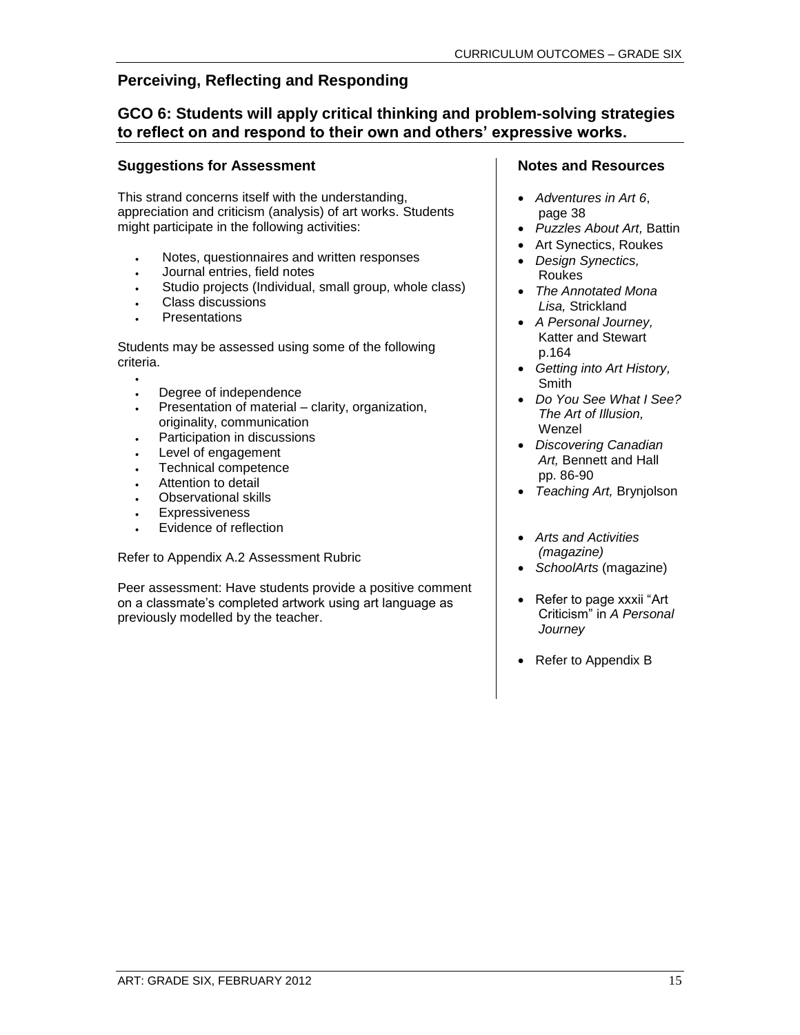## Perceiving, Reflecting and Responding

## GCO 6: Students will apply critical thinking and problem-solving strategies to reflect on and respond to their own and others' expressive works.

### Suggestions for Assessment

This strand concerns itself with the understanding, appreciation and criticism (analysis) of art works. Students might participate in the following activities:

- Notes, questionnaires and written responses
- Journal entries, field notes
- Studio projects (Individual, small group, whole class)
- Class discussions
- Presentations

Students may be assessed using some of the following criteria.

- Degree of independence
- Presentation of material – clarity, organization, originality, communication
- Participation in discussions
- Level of engagement
- Technical competence
- Attention to detail
- Observational skills
- Expressiveness
- Evidence of reflection

Refer to Appendix A.2 Assessment Rubric

Peer assessment: Have students provide a positive comment on a classmate's completed artwork using art language as previously modelled by the teacher.

### Notes and Resources

- *Adventures in Art 6*, page 38
- *Puzzles About Art,* Battin
- Art Synectics, Roukes
- *Design Synectics,* Roukes
- *The Annotated Mona Lisa,* Strickland
- *A Personal Journey,* Katter and Stewart p.164
- *Getting into Art History,* Smith
- *Do You See What I See? The Art of Illusion,* Wenzel
- *Discovering Canadian Art,* Bennett and Hall pp. 86-90
- *Teaching Art,* Brynjolson
- *Arts and Activities (magazine)*
- *SchoolArts* (magazine)
- Refer to page xxxii "Art Criticism" in *A Personal Journey*
- Refer to Appendix B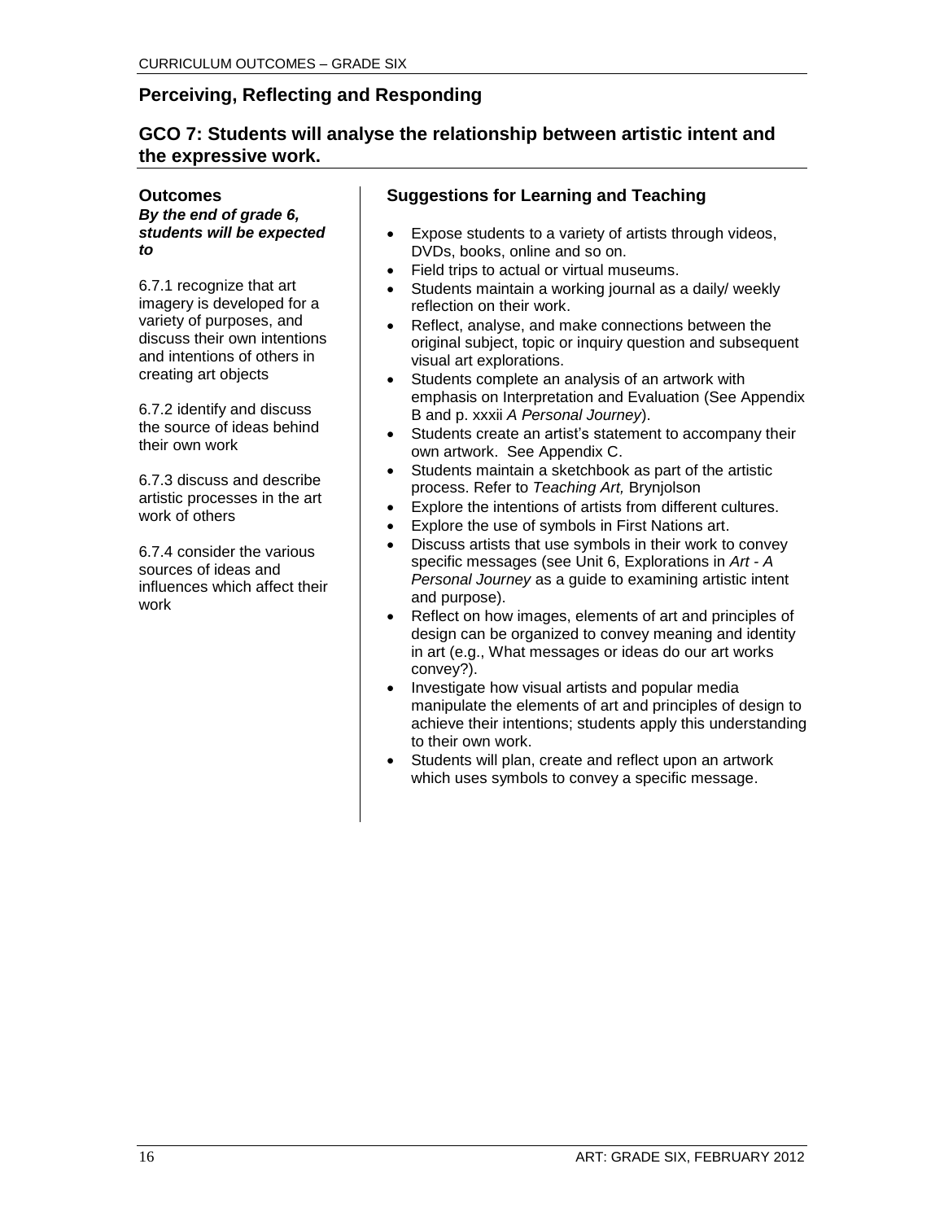## Perceiving, Reflecting and Responding

### GCO 7: Students will analyse the relationship between artistic intent and the expressive work.

**Outcomes**

***By the end of grade 6, students will be expected to***

6.7.1 recognize that art imagery is developed for a variety of purposes, and discuss their own intentions and intentions of others in creating art objects

6.7.2 identify and discuss the source of ideas behind their own work

6.7.3 discuss and describe artistic processes in the art work of others

6.7.4 consider the various sources of ideas and influences which affect their work

**Suggestions for Learning and Teaching**

- Expose students to a variety of artists through videos, DVDs, books, online and so on.
- Field trips to actual or virtual museums.
- Students maintain a working journal as a daily/ weekly reflection on their work.
- Reflect, analyse, and make connections between the original subject, topic or inquiry question and subsequent visual art explorations.
- Students complete an analysis of an artwork with emphasis on Interpretation and Evaluation (See Appendix B and p. xxxii *A Personal Journey*).
- Students create an artist's statement to accompany their own artwork. See Appendix C.
- Students maintain a sketchbook as part of the artistic process. Refer to *Teaching Art,* Brynjolson
- Explore the intentions of artists from different cultures.
- Explore the use of symbols in First Nations art.
- Discuss artists that use symbols in their work to convey specific messages (see Unit 6, Explorations in *Art - A Personal Journey* as a guide to examining artistic intent and purpose).
- Reflect on how images, elements of art and principles of design can be organized to convey meaning and identity in art (e.g., What messages or ideas do our art works convey?).
- Investigate how visual artists and popular media manipulate the elements of art and principles of design to achieve their intentions; students apply this understanding to their own work.
- Students will plan, create and reflect upon an artwork which uses symbols to convey a specific message.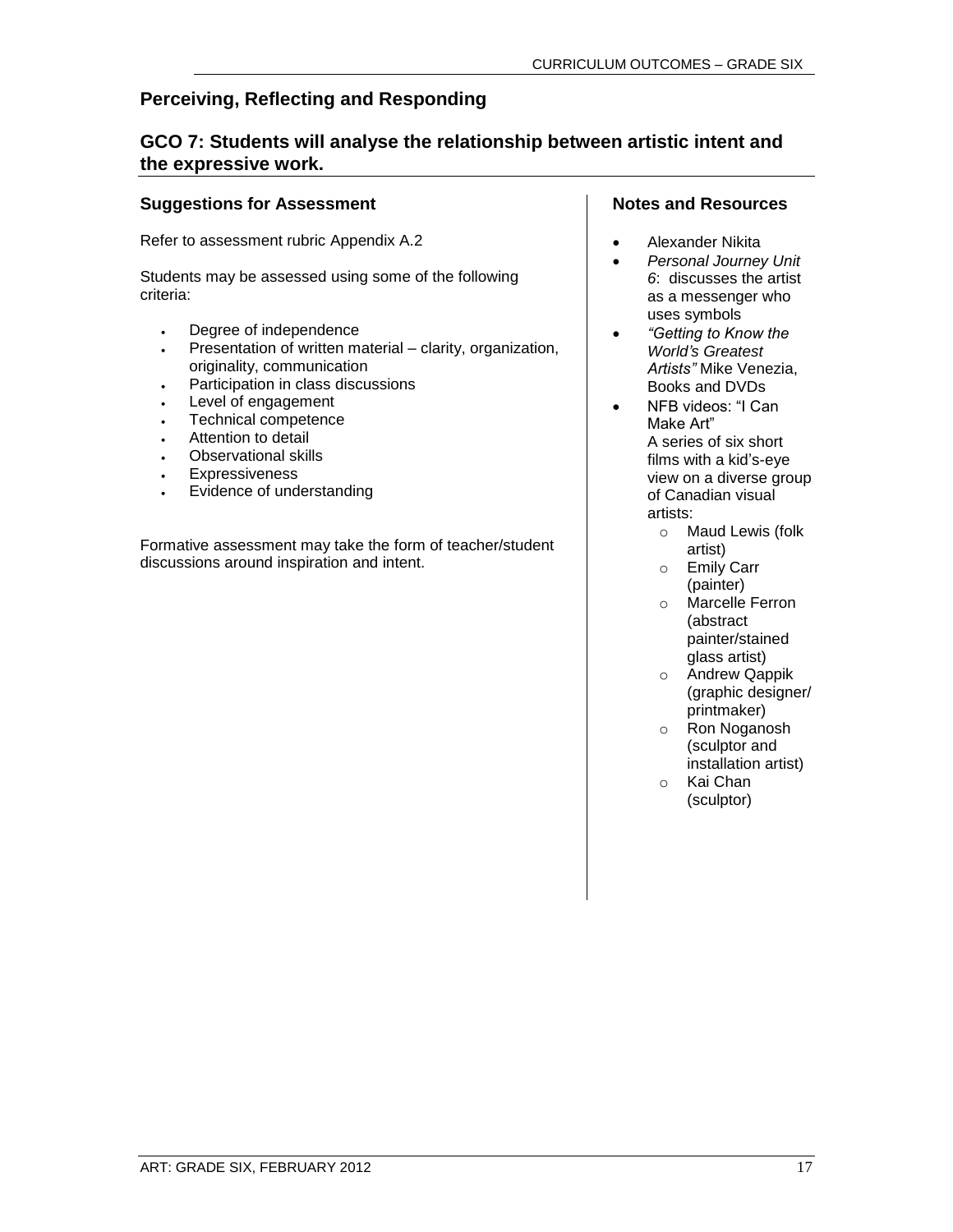## Perceiving, Reflecting and Responding

### GCO 7: Students will analyse the relationship between artistic intent and the expressive work.

#### Suggestions for Assessment

Refer to assessment rubric Appendix A.2

Students may be assessed using some of the following criteria:

- Degree of independence
- Presentation of written material – clarity, organization, originality, communication
- Participation in class discussions
- Level of engagement
- Technical competence
- Attention to detail
- Observational skills
- Expressiveness
- Evidence of understanding

Formative assessment may take the form of teacher/student discussions around inspiration and intent.

#### Notes and Resources

- Alexander Nikita
- *Personal Journey Unit 6*: discusses the artist as a messenger who uses symbols
- *"Getting to Know the World's Greatest Artists"* Mike Venezia, Books and DVDs
- NFB videos: "I Can Make Art"
  A series of six short films with a kid's-eye view on a diverse group of Canadian visual artists:
  - Maud Lewis (folk artist)
  - Emily Carr (painter)
  - Marcelle Ferron (abstract painter/stained glass artist)
  - Andrew Qappik (graphic designer/ printmaker)
  - Ron Noganosh (sculptor and installation artist)
  - Kai Chan (sculptor)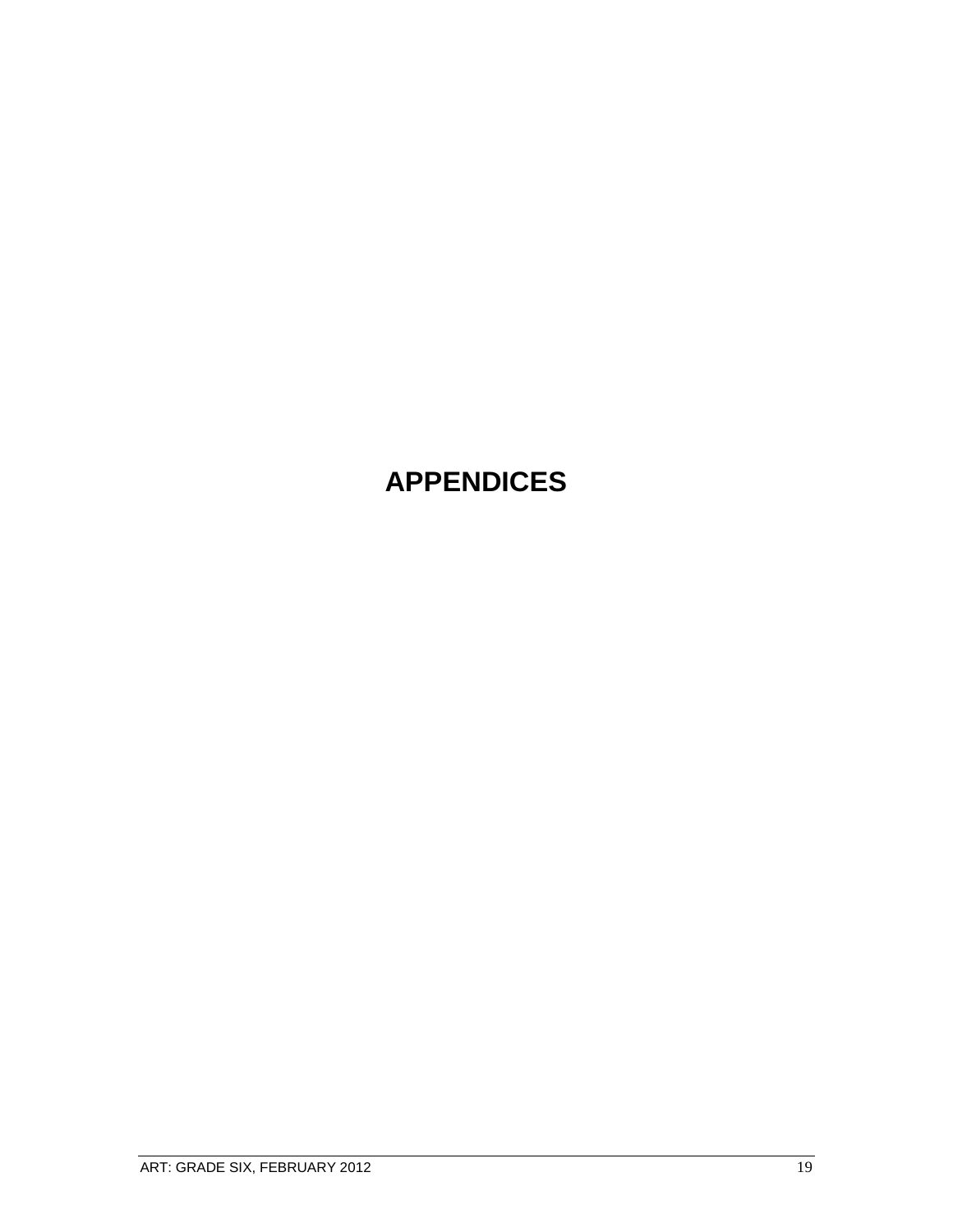# APPENDICES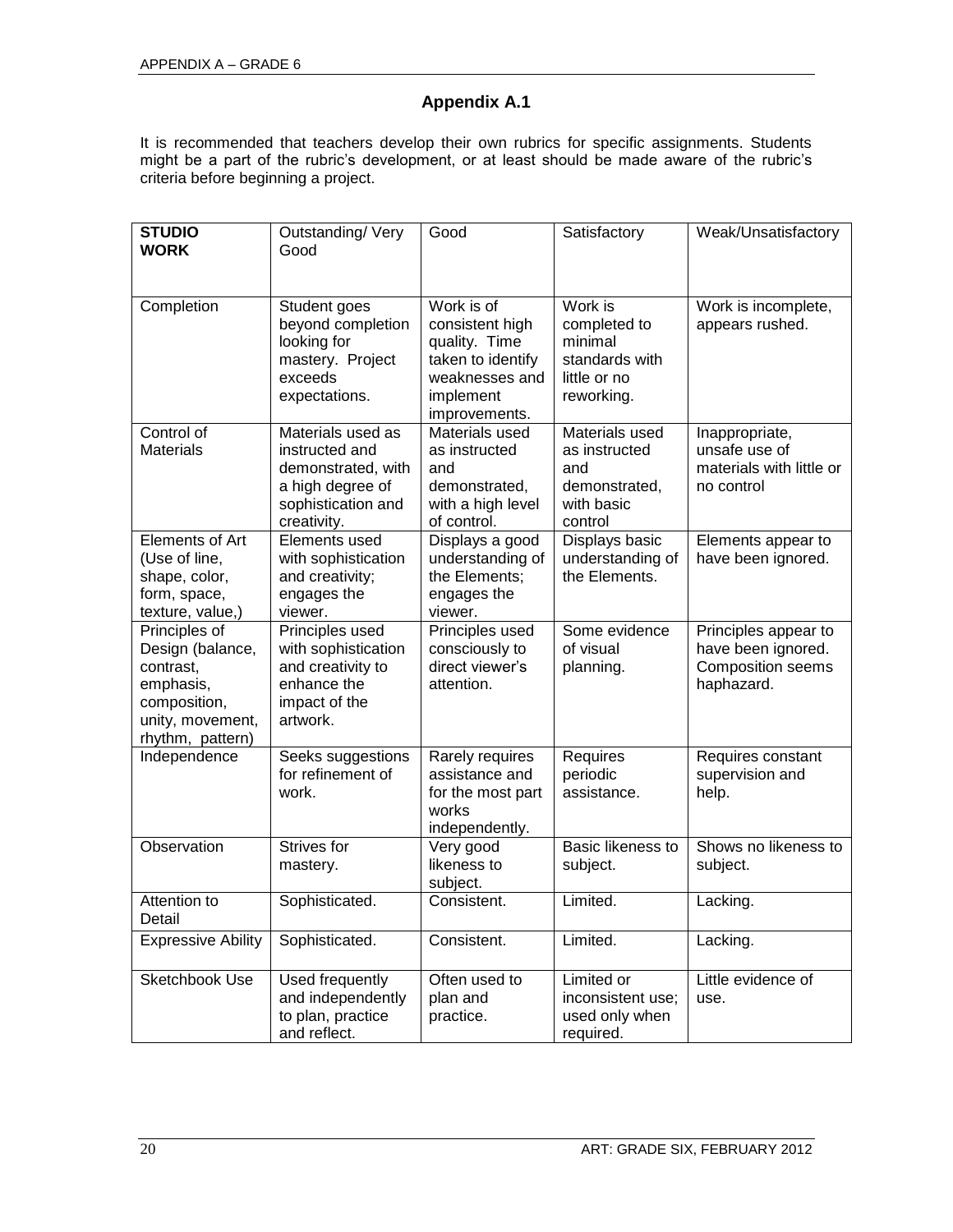## Appendix A.1

It is recommended that teachers develop their own rubrics for specific assignments. Students might be a part of the rubric's development, or at least should be made aware of the rubric's criteria before beginning a project.

| **STUDIO WORK** | Outstanding/ Very Good | Good | Satisfactory | Weak/Unsatisfactory |
|---|---|---|---|---|
| Completion | Student goes beyond completion looking for mastery. Project exceeds expectations. | Work is of consistent high quality. Time taken to identify weaknesses and implement improvements. | Work is completed to minimal standards with little or no reworking. | Work is incomplete, appears rushed. |
| Control of Materials | Materials used as instructed and demonstrated, with a high degree of sophistication and creativity. | Materials used as instructed and demonstrated, with a high level of control. | Materials used as instructed and demonstrated, with basic control | Inappropriate, unsafe use of materials with little or no control |
| Elements of Art (Use of line, shape, color, form, space, texture, value,) | Elements used with sophistication and creativity; engages the viewer. | Displays a good understanding of the Elements; engages the viewer. | Displays basic understanding of the Elements. | Elements appear to have been ignored. |
| Principles of Design (balance, contrast, emphasis, composition, unity, movement, rhythm, pattern) | Principles used with sophistication and creativity to enhance the impact of the artwork. | Principles used consciously to direct viewer's attention. | Some evidence of visual planning. | Principles appear to have been ignored. Composition seems haphazard. |
| Independence | Seeks suggestions for refinement of work. | Rarely requires assistance and for the most part works independently. | Requires periodic assistance. | Requires constant supervision and help. |
| Observation | Strives for mastery. | Very good likeness to subject. | Basic likeness to subject. | Shows no likeness to subject. |
| Attention to Detail | Sophisticated. | Consistent. | Limited. | Lacking. |
| Expressive Ability | Sophisticated. | Consistent. | Limited. | Lacking. |
| Sketchbook Use | Used frequently and independently to plan, practice and reflect. | Often used to plan and practice. | Limited or inconsistent use; used only when required. | Little evidence of use. |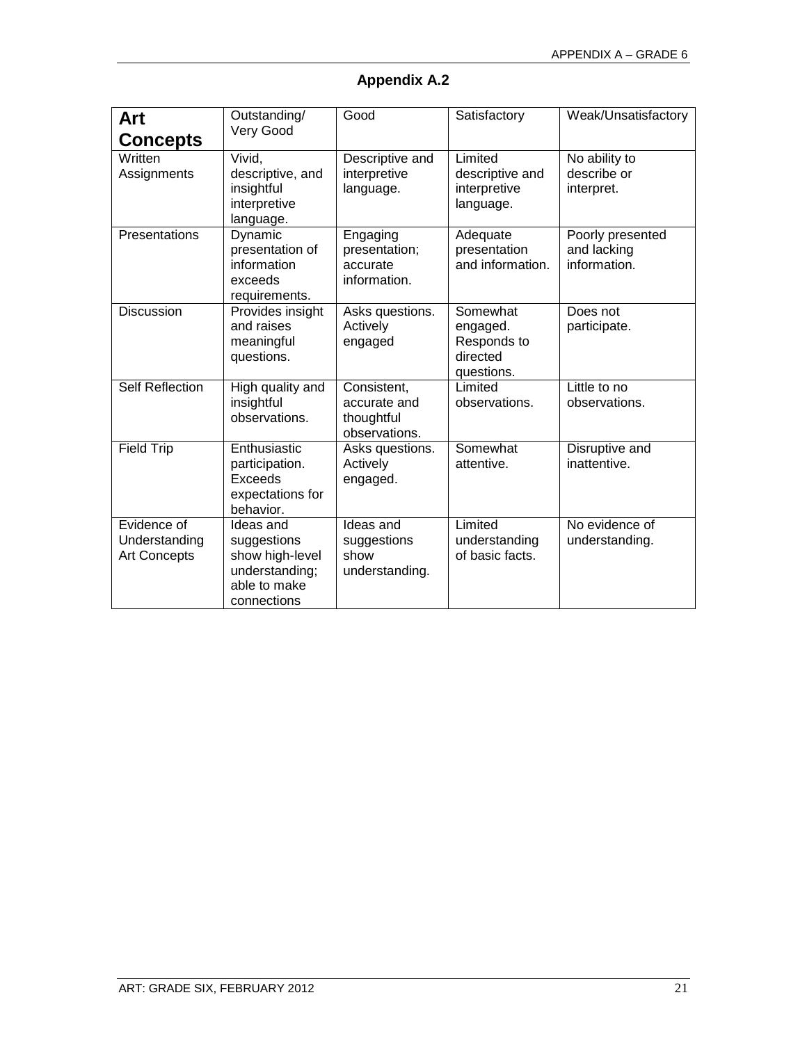## Appendix A.2

| **Art Concepts** | Outstanding/ Very Good | Good | Satisfactory | Weak/Unsatisfactory |
|---|---|---|---|---|
| Written Assignments | Vivid, descriptive, and insightful interpretive language. | Descriptive and interpretive language. | Limited descriptive and interpretive language. | No ability to describe or interpret. |
| Presentations | Dynamic presentation of information exceeds requirements. | Engaging presentation; accurate information. | Adequate presentation and information. | Poorly presented and lacking information. |
| Discussion | Provides insight and raises meaningful questions. | Asks questions. Actively engaged | Somewhat engaged. Responds to directed questions. | Does not participate. |
| Self Reflection | High quality and insightful observations. | Consistent, accurate and thoughtful observations. | Limited observations. | Little to no observations. |
| Field Trip | Enthusiastic participation. Exceeds expectations for behavior. | Asks questions. Actively engaged. | Somewhat attentive. | Disruptive and inattentive. |
| Evidence of Understanding Art Concepts | Ideas and suggestions show high-level understanding; able to make connections | Ideas and suggestions show understanding. | Limited understanding of basic facts. | No evidence of understanding. |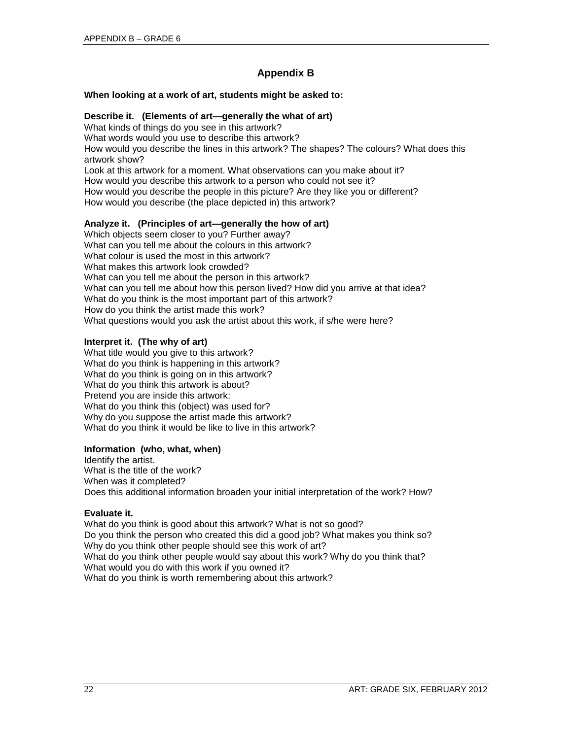# Appendix B

**When looking at a work of art, students might be asked to:**

**Describe it. (Elements of art—generally the what of art)**

What kinds of things do you see in this artwork?
What words would you use to describe this artwork?
How would you describe the lines in this artwork? The shapes? The colours? What does this artwork show?
Look at this artwork for a moment. What observations can you make about it?
How would you describe this artwork to a person who could not see it?
How would you describe the people in this picture? Are they like you or different?
How would you describe (the place depicted in) this artwork?

**Analyze it. (Principles of art—generally the how of art)**

Which objects seem closer to you? Further away?
What can you tell me about the colours in this artwork?
What colour is used the most in this artwork?
What makes this artwork look crowded?
What can you tell me about the person in this artwork?
What can you tell me about how this person lived? How did you arrive at that idea?
What do you think is the most important part of this artwork?
How do you think the artist made this work?
What questions would you ask the artist about this work, if s/he were here?

**Interpret it. (The why of art)**

What title would you give to this artwork?
What do you think is happening in this artwork?
What do you think is going on in this artwork?
What do you think this artwork is about?
Pretend you are inside this artwork:
What do you think this (object) was used for?
Why do you suppose the artist made this artwork?
What do you think it would be like to live in this artwork?

**Information (who, what, when)**

Identify the artist.
What is the title of the work?
When was it completed?
Does this additional information broaden your initial interpretation of the work? How?

**Evaluate it.**

What do you think is good about this artwork? What is not so good?
Do you think the person who created this did a good job? What makes you think so?
Why do you think other people should see this work of art?
What do you think other people would say about this work? Why do you think that?
What would you do with this work if you owned it?
What do you think is worth remembering about this artwork?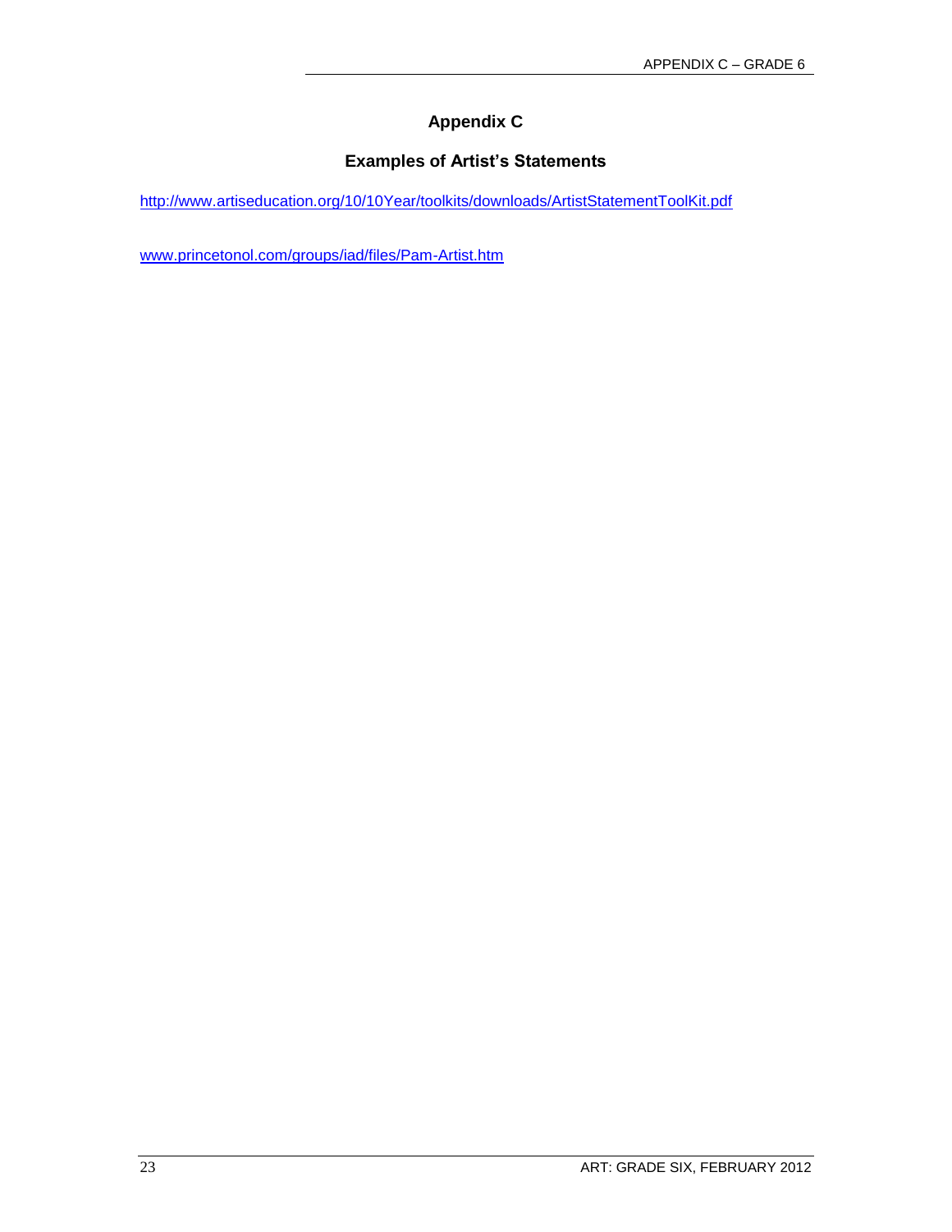# Appendix C

## Examples of Artist's Statements

http://www.artiseducation.org/10/10Year/toolkits/downloads/ArtistStatementToolKit.pdf

www.princetonol.com/groups/iad/files/Pam-Artist.htm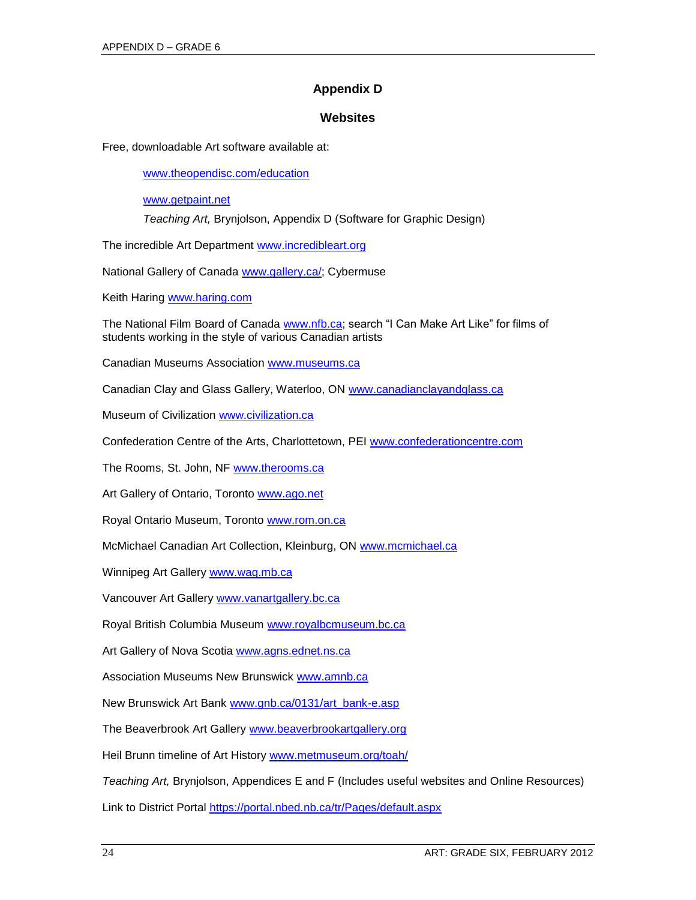# Appendix D

## Websites

Free, downloadable Art software available at:

www.theopendisc.com/education

www.getpaint.net

*Teaching Art,* Brynjolson, Appendix D (Software for Graphic Design)

The incredible Art Department www.incredibleart.org

National Gallery of Canada www.gallery.ca/; Cybermuse

Keith Haring www.haring.com

The National Film Board of Canada www.nfb.ca; search "I Can Make Art Like" for films of students working in the style of various Canadian artists

Canadian Museums Association www.museums.ca

Canadian Clay and Glass Gallery, Waterloo, ON www.canadianclayandglass.ca

Museum of Civilization www.civilization.ca

Confederation Centre of the Arts, Charlottetown, PEI www.confederationcentre.com

The Rooms, St. John, NF www.therooms.ca

Art Gallery of Ontario, Toronto www.ago.net

Royal Ontario Museum, Toronto www.rom.on.ca

McMichael Canadian Art Collection, Kleinburg, ON www.mcmichael.ca

Winnipeg Art Gallery www.wag.mb.ca

Vancouver Art Gallery www.vanartgallery.bc.ca

Royal British Columbia Museum www.royalbcmuseum.bc.ca

Art Gallery of Nova Scotia www.agns.ednet.ns.ca

Association Museums New Brunswick www.amnb.ca

New Brunswick Art Bank www.gnb.ca/0131/art_bank-e.asp

The Beaverbrook Art Gallery www.beaverbrookartgallery.org

Heil Brunn timeline of Art History www.metmuseum.org/toah/

*Teaching Art,* Brynjolson, Appendices E and F (Includes useful websites and Online Resources)

Link to District Portal https://portal.nbed.nb.ca/tr/Pages/default.aspx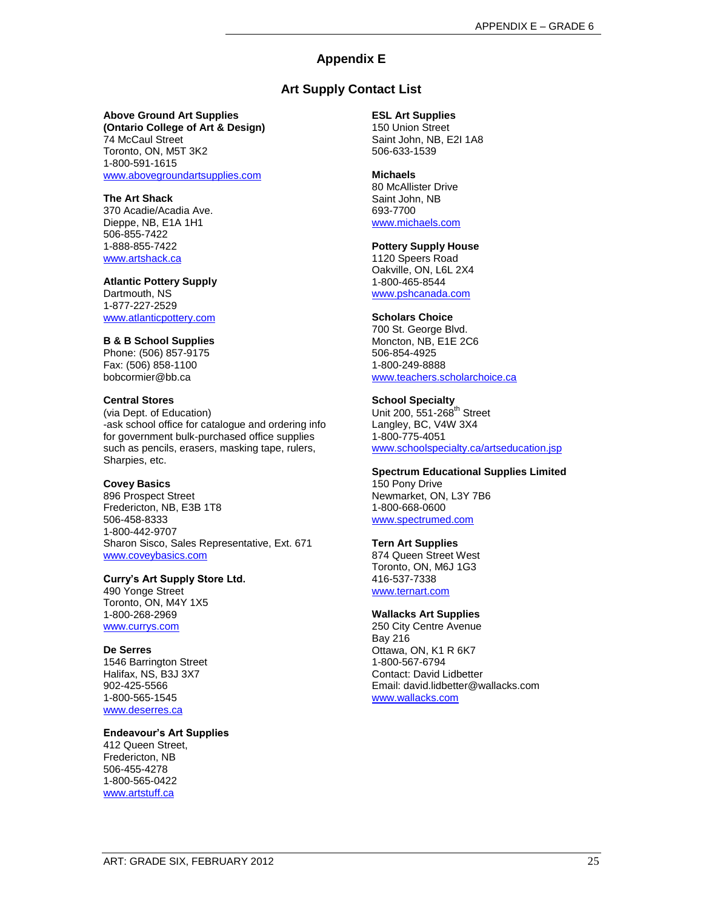# Appendix E

## Art Supply Contact List

**Above Ground Art Supplies**
**(Ontario College of Art & Design)**
74 McCaul Street
Toronto, ON, M5T 3K2
1-800-591-1615
www.abovegroundartsupplies.com

**The Art Shack**
370 Acadie/Acadia Ave.
Dieppe, NB, E1A 1H1
506-855-7422
1-888-855-7422
www.artshack.ca

**Atlantic Pottery Supply**
Dartmouth, NS
1-877-227-2529
www.atlanticpottery.com

**B & B School Supplies**
Phone: (506) 857-9175
Fax: (506) 858-1100
bobcormier@bb.ca

**Central Stores**
(via Dept. of Education)
-ask school office for catalogue and ordering info for government bulk-purchased office supplies such as pencils, erasers, masking tape, rulers, Sharpies, etc.

**Covey Basics**
896 Prospect Street
Fredericton, NB, E3B 1T8
506-458-8333
1-800-442-9707
Sharon Sisco, Sales Representative, Ext. 671
www.coveybasics.com

**Curry's Art Supply Store Ltd.**
490 Yonge Street
Toronto, ON, M4Y 1X5
1-800-268-2969
www.currys.com

**De Serres**
1546 Barrington Street
Halifax, NS, B3J 3X7
902-425-5566
1-800-565-1545
www.deserres.ca

**Endeavour's Art Supplies**
412 Queen Street,
Fredericton, NB
506-455-4278
1-800-565-0422
www.artstuff.ca

**ESL Art Supplies**
150 Union Street
Saint John, NB, E2I 1A8
506-633-1539

**Michaels**
80 McAllister Drive
Saint John, NB
693-7700
www.michaels.com

**Pottery Supply House**
1120 Speers Road
Oakville, ON, L6L 2X4
1-800-465-8544
www.pshcanada.com

**Scholars Choice**
700 St. George Blvd.
Moncton, NB, E1E 2C6
506-854-4925
1-800-249-8888
www.teachers.scholarchoice.ca

**School Specialty**
Unit 200, 551-268th Street
Langley, BC, V4W 3X4
1-800-775-4051
www.schoolspecialty.ca/artseducation.jsp

**Spectrum Educational Supplies Limited**
150 Pony Drive
Newmarket, ON, L3Y 7B6
1-800-668-0600
www.spectrumed.com

**Tern Art Supplies**
874 Queen Street West
Toronto, ON, M6J 1G3
416-537-7338
www.ternart.com

**Wallacks Art Supplies**
250 City Centre Avenue
Bay 216
Ottawa, ON, K1 R 6K7
1-800-567-6794
Contact: David Lidbetter
Email: david.lidbetter@wallacks.com
www.wallacks.com